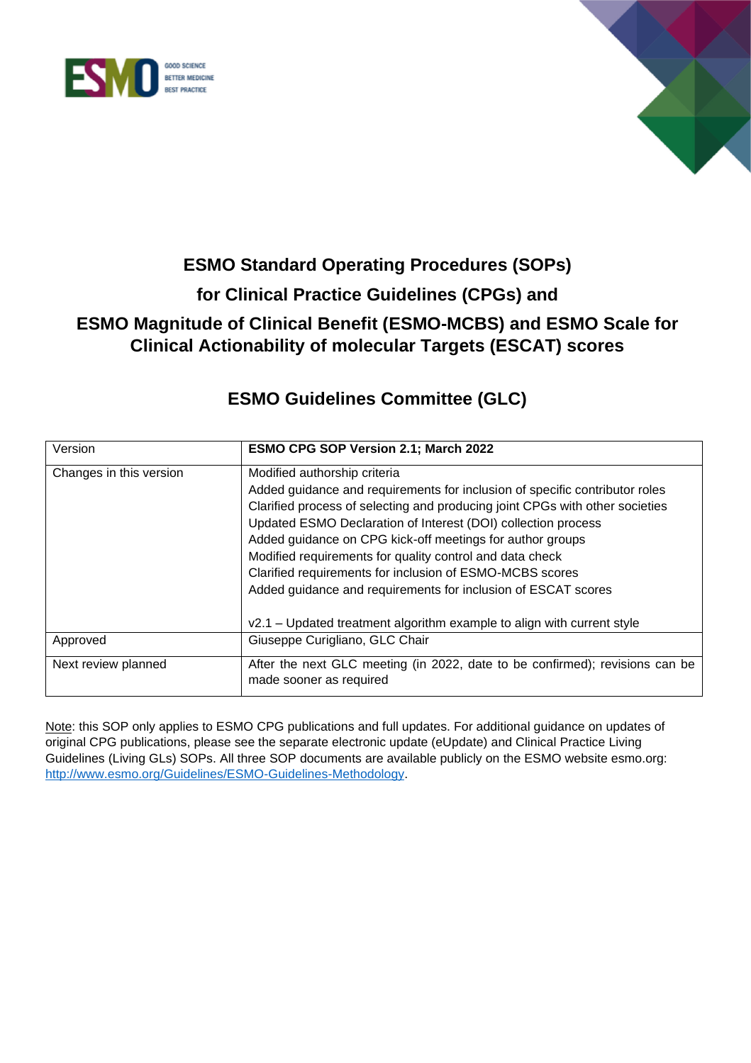# ESMO Standard Operating Procedures (SOPs) for Clinical Practice Guidelines (CPGs) and ESMO Magnitude of Clinical Benefit (ESMO-MCBS) and ESMO Scale for Clinical Actionability of molecular Targets (ESCAT) scores

## ESMO Guidelines Committee (GLC)

| Version | **ESMO CPG SOP Version 2.1; March 2022** |
|---|---|
| Changes in this version | Modified authorship criteria<br>Added guidance and requirements for inclusion of specific contributor roles<br>Clarified process of selecting and producing joint CPGs with other societies<br>Updated ESMO Declaration of Interest (DOI) collection process<br>Added guidance on CPG kick-off meetings for author groups<br>Modified requirements for quality control and data check<br>Clarified requirements for inclusion of ESMO-MCBS scores<br>Added guidance and requirements for inclusion of ESCAT scores<br><br>v2.1 – Updated treatment algorithm example to align with current style |
| Approved | Giuseppe Curigliano, GLC Chair |
| Next review planned | After the next GLC meeting (in 2022, date to be confirmed); revisions can be made sooner as required |

Note: this SOP only applies to ESMO CPG publications and full updates. For additional guidance on updates of original CPG publications, please see the separate electronic update (eUpdate) and Clinical Practice Living Guidelines (Living GLs) SOPs. All three SOP documents are available publicly on the ESMO website esmo.org: http://www.esmo.org/Guidelines/ESMO-Guidelines-Methodology.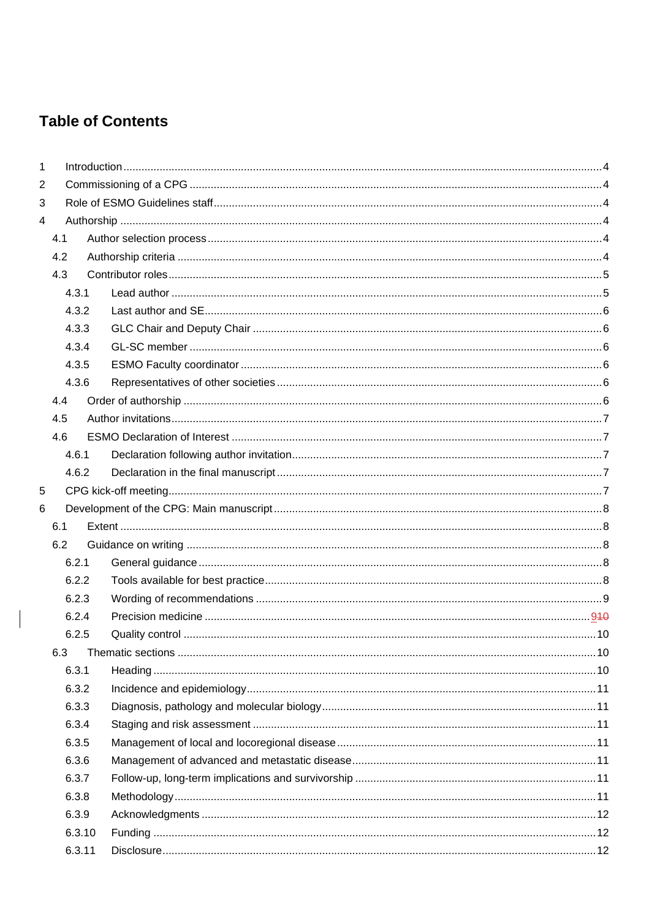# Table of Contents

1 Introduction ... 4
2 Commissioning of a CPG ... 4
3 Role of ESMO Guidelines staff ... 4
4 Authorship ... 4
- 4.1 Author selection process ... 4
- 4.2 Authorship criteria ... 4
- 4.3 Contributor roles ... 5
  - 4.3.1 Lead author ... 5
  - 4.3.2 Last author and SE ... 6
  - 4.3.3 GLC Chair and Deputy Chair ... 6
  - 4.3.4 GL-SC member ... 6
  - 4.3.5 ESMO Faculty coordinator ... 6
  - 4.3.6 Representatives of other societies ... 6
- 4.4 Order of authorship ... 6
- 4.5 Author invitations ... 7
- 4.6 ESMO Declaration of Interest ... 7
  - 4.6.1 Declaration following author invitation ... 7
  - 4.6.2 Declaration in the final manuscript ... 7

5 CPG kick-off meeting ... 7
6 Development of the CPG: Main manuscript ... 8
- 6.1 Extent ... 8
- 6.2 Guidance on writing ... 8
  - 6.2.1 General guidance ... 8
  - 6.2.2 Tools available for best practice ... 8
  - 6.2.3 Wording of recommendations ... 9
  - 6.2.4 Precision medicine ... 9~~10~~
  - 6.2.5 Quality control ... 10
- 6.3 Thematic sections ... 10
  - 6.3.1 Heading ... 10
  - 6.3.2 Incidence and epidemiology ... 11
  - 6.3.3 Diagnosis, pathology and molecular biology ... 11
  - 6.3.4 Staging and risk assessment ... 11
  - 6.3.5 Management of local and locoregional disease ... 11
  - 6.3.6 Management of advanced and metastatic disease ... 11
  - 6.3.7 Follow-up, long-term implications and survivorship ... 11
  - 6.3.8 Methodology ... 11
  - 6.3.9 Acknowledgments ... 12
  - 6.3.10 Funding ... 12
  - 6.3.11 Disclosure ... 12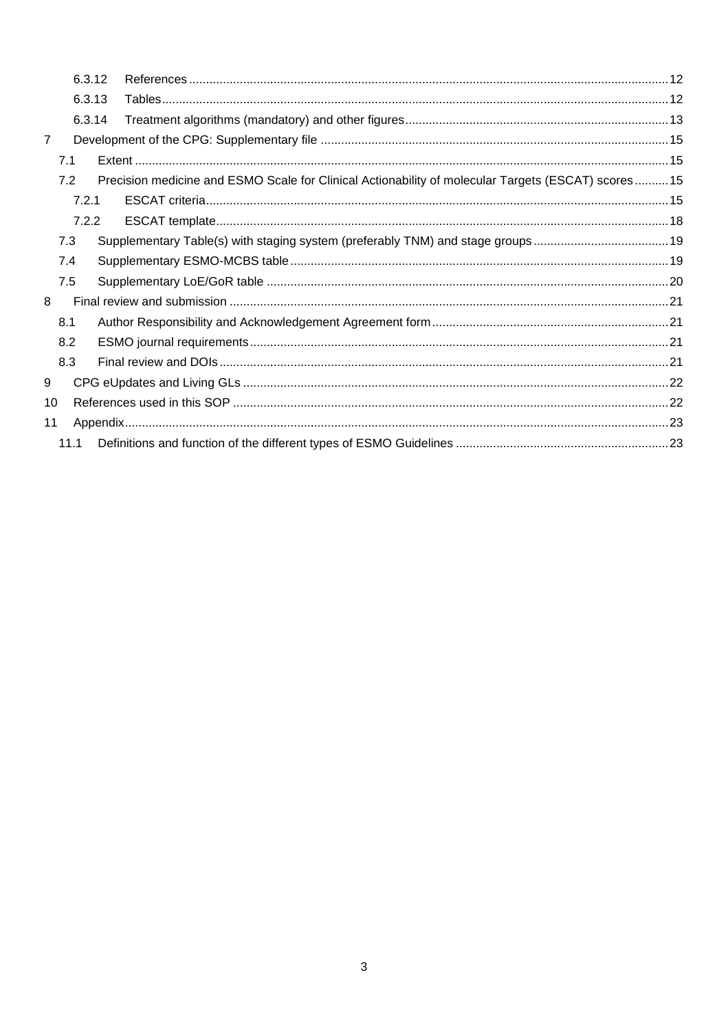- 6.3.12 References ... 12
- 6.3.13 Tables ... 12
- 6.3.14 Treatment algorithms (mandatory) and other figures ... 13
- 7 Development of the CPG: Supplementary file ... 15
  - 7.1 Extent ... 15
  - 7.2 Precision medicine and ESMO Scale for Clinical Actionability of molecular Targets (ESCAT) scores ... 15
    - 7.2.1 ESCAT criteria ... 15
    - 7.2.2 ESCAT template ... 18
  - 7.3 Supplementary Table(s) with staging system (preferably TNM) and stage groups ... 19
  - 7.4 Supplementary ESMO-MCBS table ... 19
  - 7.5 Supplementary LoE/GoR table ... 20
- 8 Final review and submission ... 21
  - 8.1 Author Responsibility and Acknowledgement Agreement form ... 21
  - 8.2 ESMO journal requirements ... 21
  - 8.3 Final review and DOIs ... 21
- 9 CPG eUpdates and Living GLs ... 22
- 10 References used in this SOP ... 22
- 11 Appendix ... 23
  - 11.1 Definitions and function of the different types of ESMO Guidelines ... 23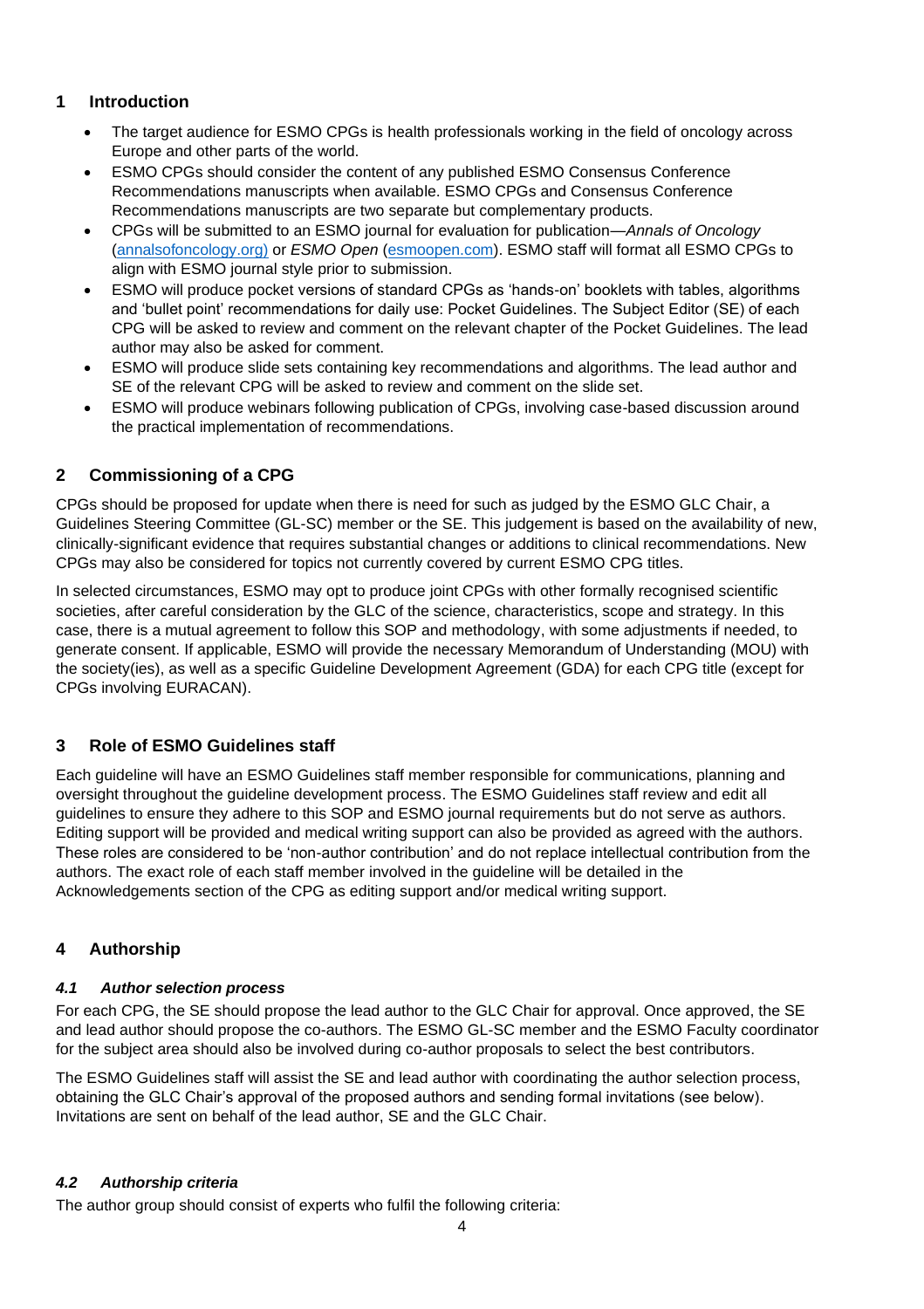## 1 Introduction

- The target audience for ESMO CPGs is health professionals working in the field of oncology across Europe and other parts of the world.
- ESMO CPGs should consider the content of any published ESMO Consensus Conference Recommendations manuscripts when available. ESMO CPGs and Consensus Conference Recommendations manuscripts are two separate but complementary products.
- CPGs will be submitted to an ESMO journal for evaluation for publication—*Annals of Oncology* (annalsofoncology.org) or *ESMO Open* (esmoopen.com). ESMO staff will format all ESMO CPGs to align with ESMO journal style prior to submission.
- ESMO will produce pocket versions of standard CPGs as 'hands-on' booklets with tables, algorithms and 'bullet point' recommendations for daily use: Pocket Guidelines. The Subject Editor (SE) of each CPG will be asked to review and comment on the relevant chapter of the Pocket Guidelines. The lead author may also be asked for comment.
- ESMO will produce slide sets containing key recommendations and algorithms. The lead author and SE of the relevant CPG will be asked to review and comment on the slide set.
- ESMO will produce webinars following publication of CPGs, involving case-based discussion around the practical implementation of recommendations.

## 2 Commissioning of a CPG

CPGs should be proposed for update when there is need for such as judged by the ESMO GLC Chair, a Guidelines Steering Committee (GL-SC) member or the SE. This judgement is based on the availability of new, clinically-significant evidence that requires substantial changes or additions to clinical recommendations. New CPGs may also be considered for topics not currently covered by current ESMO CPG titles.

In selected circumstances, ESMO may opt to produce joint CPGs with other formally recognised scientific societies, after careful consideration by the GLC of the science, characteristics, scope and strategy. In this case, there is a mutual agreement to follow this SOP and methodology, with some adjustments if needed, to generate consent. If applicable, ESMO will provide the necessary Memorandum of Understanding (MOU) with the society(ies), as well as a specific Guideline Development Agreement (GDA) for each CPG title (except for CPGs involving EURACAN).

## 3 Role of ESMO Guidelines staff

Each guideline will have an ESMO Guidelines staff member responsible for communications, planning and oversight throughout the guideline development process. The ESMO Guidelines staff review and edit all guidelines to ensure they adhere to this SOP and ESMO journal requirements but do not serve as authors. Editing support will be provided and medical writing support can also be provided as agreed with the authors. These roles are considered to be 'non-author contribution' and do not replace intellectual contribution from the authors. The exact role of each staff member involved in the guideline will be detailed in the Acknowledgements section of the CPG as editing support and/or medical writing support.

## 4 Authorship

### *4.1 Author selection process*

For each CPG, the SE should propose the lead author to the GLC Chair for approval. Once approved, the SE and lead author should propose the co-authors. The ESMO GL-SC member and the ESMO Faculty coordinator for the subject area should also be involved during co-author proposals to select the best contributors.

The ESMO Guidelines staff will assist the SE and lead author with coordinating the author selection process, obtaining the GLC Chair's approval of the proposed authors and sending formal invitations (see below). Invitations are sent on behalf of the lead author, SE and the GLC Chair.

### *4.2 Authorship criteria*

The author group should consist of experts who fulfil the following criteria: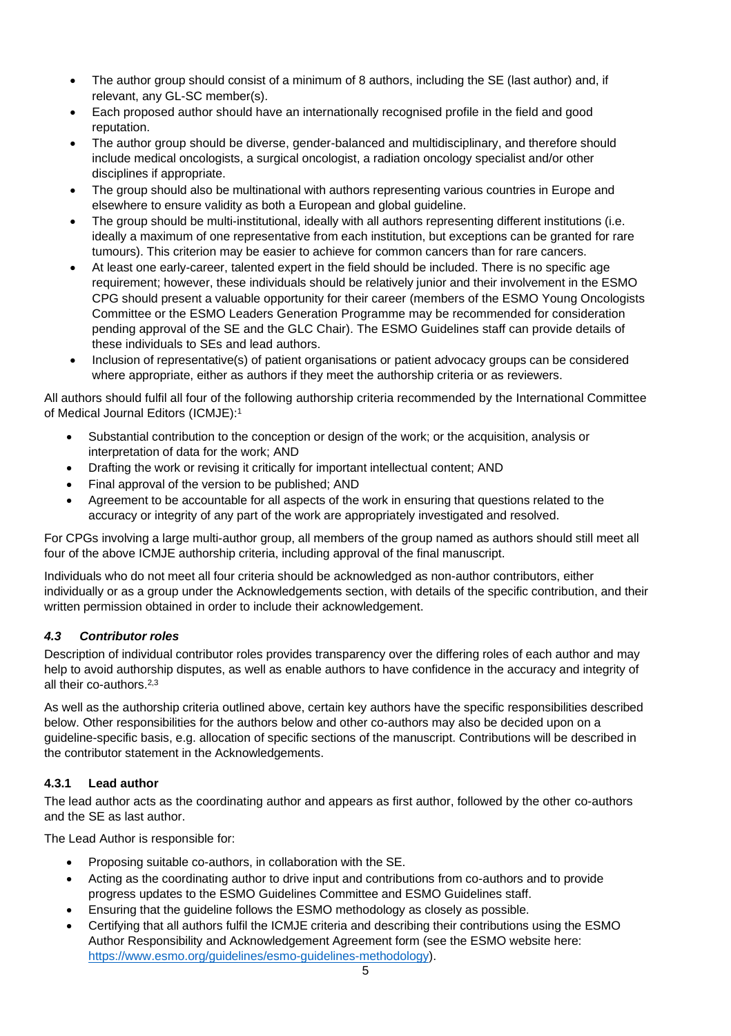- The author group should consist of a minimum of 8 authors, including the SE (last author) and, if relevant, any GL-SC member(s).
- Each proposed author should have an internationally recognised profile in the field and good reputation.
- The author group should be diverse, gender-balanced and multidisciplinary, and therefore should include medical oncologists, a surgical oncologist, a radiation oncology specialist and/or other disciplines if appropriate.
- The group should also be multinational with authors representing various countries in Europe and elsewhere to ensure validity as both a European and global guideline.
- The group should be multi-institutional, ideally with all authors representing different institutions (i.e. ideally a maximum of one representative from each institution, but exceptions can be granted for rare tumours). This criterion may be easier to achieve for common cancers than for rare cancers.
- At least one early-career, talented expert in the field should be included. There is no specific age requirement; however, these individuals should be relatively junior and their involvement in the ESMO CPG should present a valuable opportunity for their career (members of the ESMO Young Oncologists Committee or the ESMO Leaders Generation Programme may be recommended for consideration pending approval of the SE and the GLC Chair). The ESMO Guidelines staff can provide details of these individuals to SEs and lead authors.
- Inclusion of representative(s) of patient organisations or patient advocacy groups can be considered where appropriate, either as authors if they meet the authorship criteria or as reviewers.

All authors should fulfil all four of the following authorship criteria recommended by the International Committee of Medical Journal Editors (ICMJE):[1]

- Substantial contribution to the conception or design of the work; or the acquisition, analysis or interpretation of data for the work; AND
- Drafting the work or revising it critically for important intellectual content; AND
- Final approval of the version to be published; AND
- Agreement to be accountable for all aspects of the work in ensuring that questions related to the accuracy or integrity of any part of the work are appropriately investigated and resolved.

For CPGs involving a large multi-author group, all members of the group named as authors should still meet all four of the above ICMJE authorship criteria, including approval of the final manuscript.

Individuals who do not meet all four criteria should be acknowledged as non-author contributors, either individually or as a group under the Acknowledgements section, with details of the specific contribution, and their written permission obtained in order to include their acknowledgement.

### *4.3 Contributor roles*

Description of individual contributor roles provides transparency over the differing roles of each author and may help to avoid authorship disputes, as well as enable authors to have confidence in the accuracy and integrity of all their co-authors.[2,3]

As well as the authorship criteria outlined above, certain key authors have the specific responsibilities described below. Other responsibilities for the authors below and other co-authors may also be decided upon on a guideline-specific basis, e.g. allocation of specific sections of the manuscript. Contributions will be described in the contributor statement in the Acknowledgements.

#### 4.3.1 Lead author

The lead author acts as the coordinating author and appears as first author, followed by the other co-authors and the SE as last author.

The Lead Author is responsible for:

- Proposing suitable co-authors, in collaboration with the SE.
- Acting as the coordinating author to drive input and contributions from co-authors and to provide progress updates to the ESMO Guidelines Committee and ESMO Guidelines staff.
- Ensuring that the guideline follows the ESMO methodology as closely as possible.
- Certifying that all authors fulfil the ICMJE criteria and describing their contributions using the ESMO Author Responsibility and Acknowledgement Agreement form (see the ESMO website here: https://www.esmo.org/guidelines/esmo-guidelines-methodology).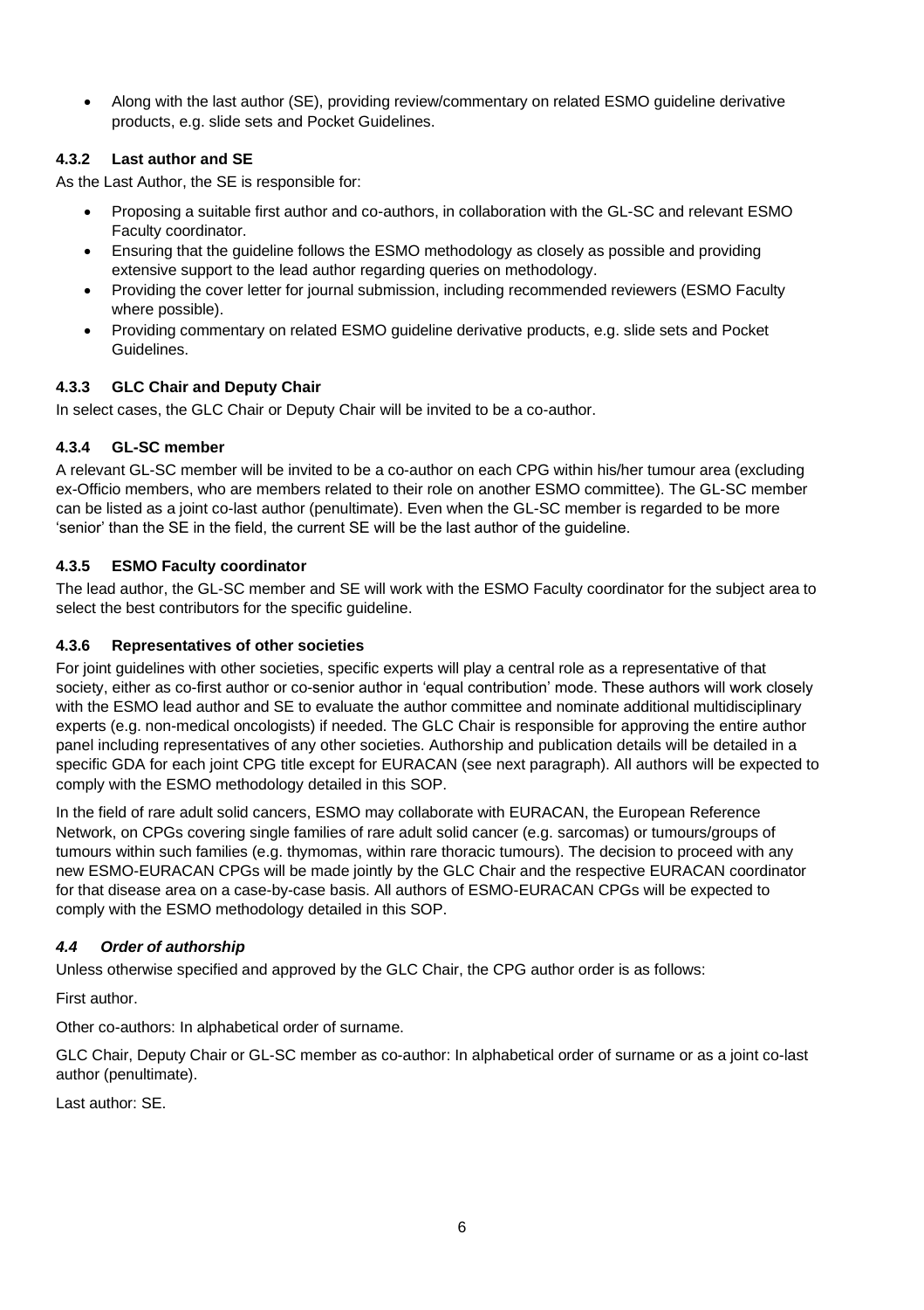- Along with the last author (SE), providing review/commentary on related ESMO guideline derivative products, e.g. slide sets and Pocket Guidelines.

#### 4.3.2 Last author and SE

As the Last Author, the SE is responsible for:

- Proposing a suitable first author and co-authors, in collaboration with the GL-SC and relevant ESMO Faculty coordinator.
- Ensuring that the guideline follows the ESMO methodology as closely as possible and providing extensive support to the lead author regarding queries on methodology.
- Providing the cover letter for journal submission, including recommended reviewers (ESMO Faculty where possible).
- Providing commentary on related ESMO guideline derivative products, e.g. slide sets and Pocket Guidelines.

#### 4.3.3 GLC Chair and Deputy Chair

In select cases, the GLC Chair or Deputy Chair will be invited to be a co-author.

#### 4.3.4 GL-SC member

A relevant GL-SC member will be invited to be a co-author on each CPG within his/her tumour area (excluding ex-Officio members, who are members related to their role on another ESMO committee). The GL-SC member can be listed as a joint co-last author (penultimate). Even when the GL-SC member is regarded to be more 'senior' than the SE in the field, the current SE will be the last author of the guideline.

#### 4.3.5 ESMO Faculty coordinator

The lead author, the GL-SC member and SE will work with the ESMO Faculty coordinator for the subject area to select the best contributors for the specific guideline.

#### 4.3.6 Representatives of other societies

For joint guidelines with other societies, specific experts will play a central role as a representative of that society, either as co-first author or co-senior author in 'equal contribution' mode. These authors will work closely with the ESMO lead author and SE to evaluate the author committee and nominate additional multidisciplinary experts (e.g. non-medical oncologists) if needed. The GLC Chair is responsible for approving the entire author panel including representatives of any other societies. Authorship and publication details will be detailed in a specific GDA for each joint CPG title except for EURACAN (see next paragraph). All authors will be expected to comply with the ESMO methodology detailed in this SOP.

In the field of rare adult solid cancers, ESMO may collaborate with EURACAN, the European Reference Network, on CPGs covering single families of rare adult solid cancer (e.g. sarcomas) or tumours/groups of tumours within such families (e.g. thymomas, within rare thoracic tumours). The decision to proceed with any new ESMO-EURACAN CPGs will be made jointly by the GLC Chair and the respective EURACAN coordinator for that disease area on a case-by-case basis. All authors of ESMO-EURACAN CPGs will be expected to comply with the ESMO methodology detailed in this SOP.

### *4.4 Order of authorship*

Unless otherwise specified and approved by the GLC Chair, the CPG author order is as follows:

First author.

Other co-authors: In alphabetical order of surname.

GLC Chair, Deputy Chair or GL-SC member as co-author: In alphabetical order of surname or as a joint co-last author (penultimate).

Last author: SE.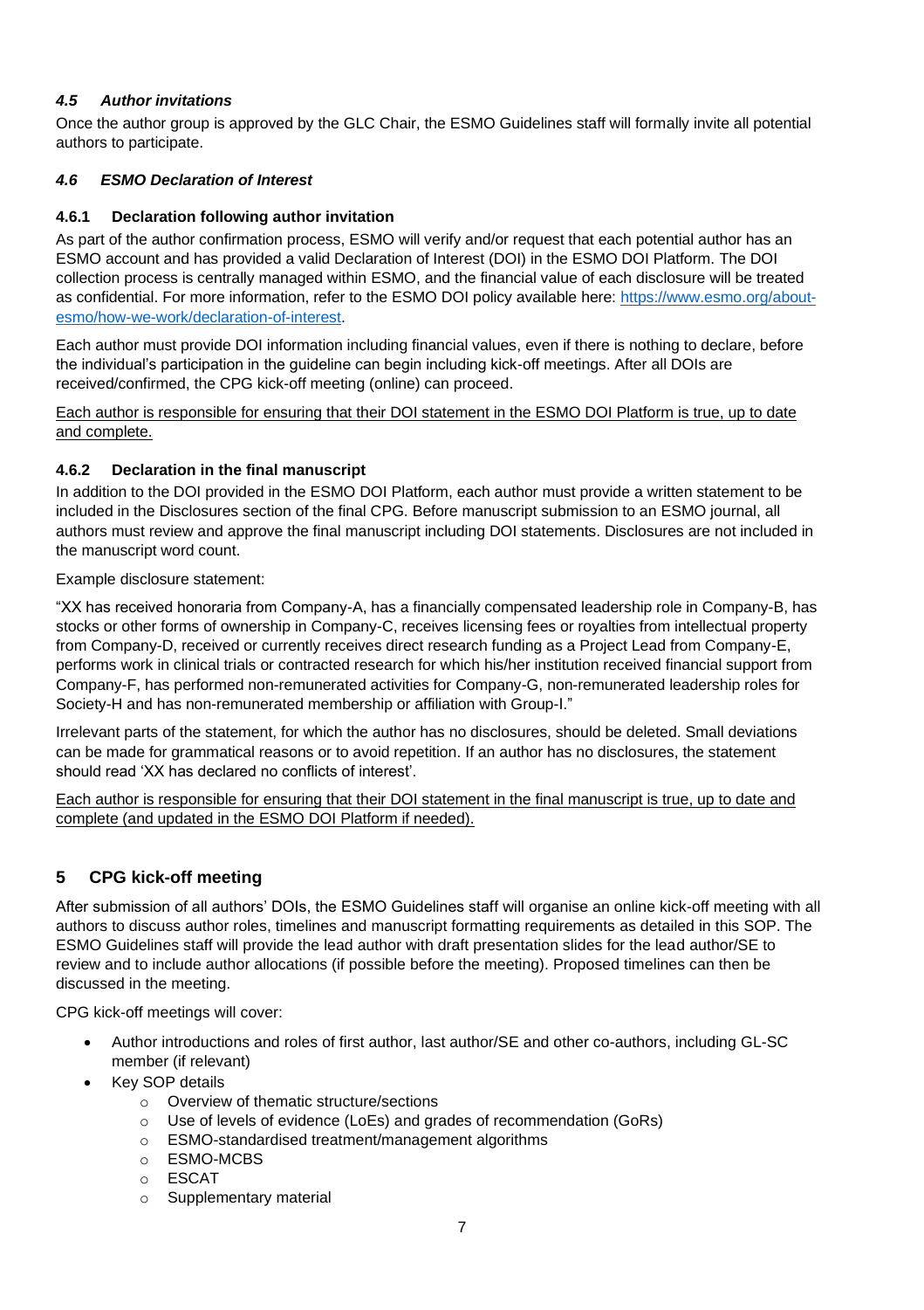### *4.5 Author invitations*

Once the author group is approved by the GLC Chair, the ESMO Guidelines staff will formally invite all potential authors to participate.

### *4.6 ESMO Declaration of Interest*

#### 4.6.1 Declaration following author invitation

As part of the author confirmation process, ESMO will verify and/or request that each potential author has an ESMO account and has provided a valid Declaration of Interest (DOI) in the ESMO DOI Platform. The DOI collection process is centrally managed within ESMO, and the financial value of each disclosure will be treated as confidential. For more information, refer to the ESMO DOI policy available here: [https://www.esmo.org/about-esmo/how-we-work/declaration-of-interest](https://www.esmo.org/about-esmo/how-we-work/declaration-of-interest).

Each author must provide DOI information including financial values, even if there is nothing to declare, before the individual's participation in the guideline can begin including kick-off meetings. After all DOIs are received/confirmed, the CPG kick-off meeting (online) can proceed.

<u>Each author is responsible for ensuring that their DOI statement in the ESMO DOI Platform is true, up to date and complete.</u>

#### 4.6.2 Declaration in the final manuscript

In addition to the DOI provided in the ESMO DOI Platform, each author must provide a written statement to be included in the Disclosures section of the final CPG. Before manuscript submission to an ESMO journal, all authors must review and approve the final manuscript including DOI statements. Disclosures are not included in the manuscript word count.

Example disclosure statement:

"XX has received honoraria from Company-A, has a financially compensated leadership role in Company-B, has stocks or other forms of ownership in Company-C, receives licensing fees or royalties from intellectual property from Company-D, received or currently receives direct research funding as a Project Lead from Company-E, performs work in clinical trials or contracted research for which his/her institution received financial support from Company-F, has performed non-remunerated activities for Company-G, non-remunerated leadership roles for Society-H and has non-remunerated membership or affiliation with Group-I."

Irrelevant parts of the statement, for which the author has no disclosures, should be deleted. Small deviations can be made for grammatical reasons or to avoid repetition. If an author has no disclosures, the statement should read 'XX has declared no conflicts of interest'.

<u>Each author is responsible for ensuring that their DOI statement in the final manuscript is true, up to date and complete (and updated in the ESMO DOI Platform if needed).</u>

## 5 CPG kick-off meeting

After submission of all authors' DOIs, the ESMO Guidelines staff will organise an online kick-off meeting with all authors to discuss author roles, timelines and manuscript formatting requirements as detailed in this SOP. The ESMO Guidelines staff will provide the lead author with draft presentation slides for the lead author/SE to review and to include author allocations (if possible before the meeting). Proposed timelines can then be discussed in the meeting.

CPG kick-off meetings will cover:

- Author introductions and roles of first author, last author/SE and other co-authors, including GL-SC member (if relevant)
- Key SOP details
  - Overview of thematic structure/sections
  - Use of levels of evidence (LoEs) and grades of recommendation (GoRs)
  - ESMO-standardised treatment/management algorithms
  - ESMO-MCBS
  - ESCAT
  - Supplementary material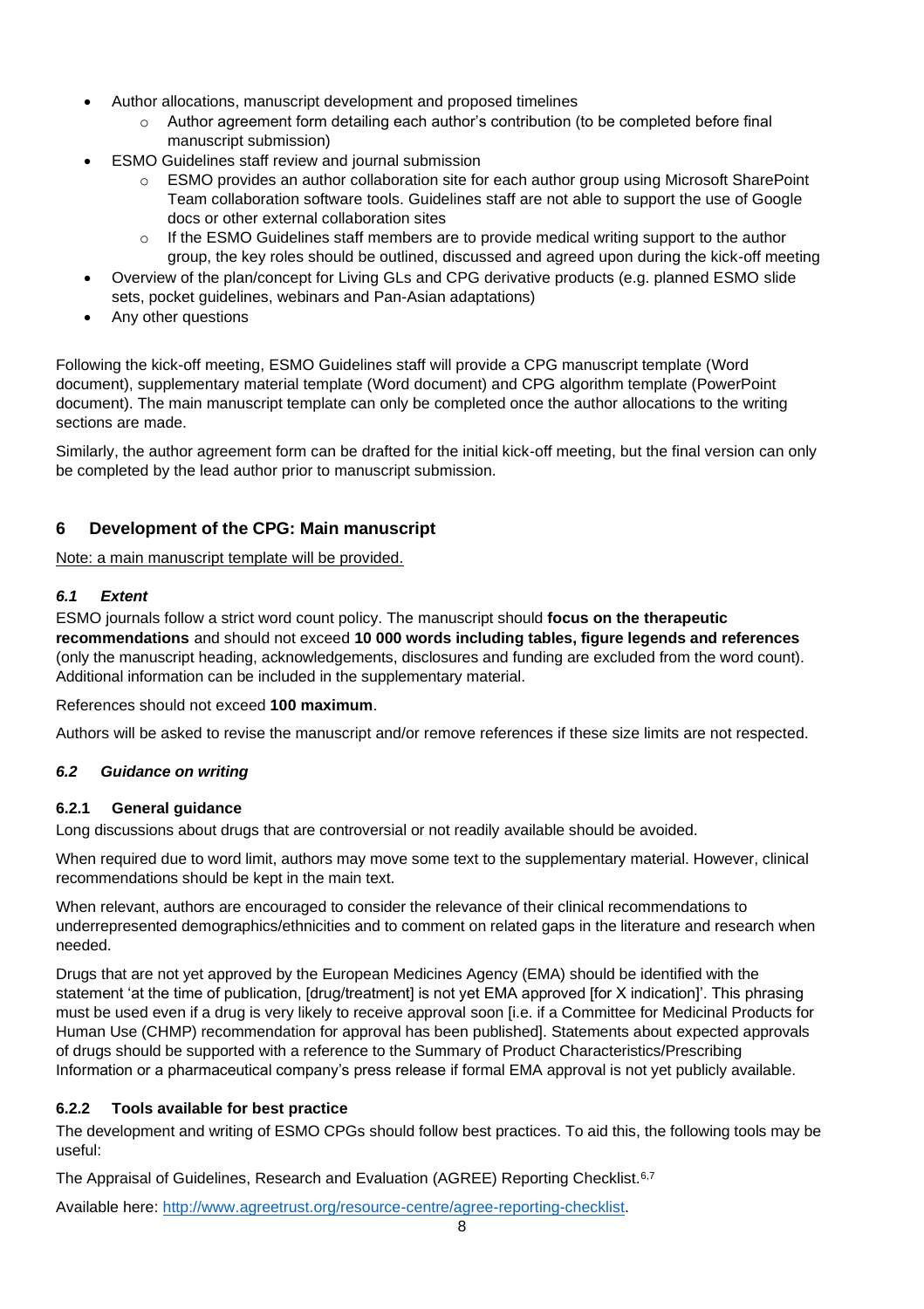- Author allocations, manuscript development and proposed timelines
  - Author agreement form detailing each author's contribution (to be completed before final manuscript submission)
- ESMO Guidelines staff review and journal submission
  - ESMO provides an author collaboration site for each author group using Microsoft SharePoint Team collaboration software tools. Guidelines staff are not able to support the use of Google docs or other external collaboration sites
  - If the ESMO Guidelines staff members are to provide medical writing support to the author group, the key roles should be outlined, discussed and agreed upon during the kick-off meeting
- Overview of the plan/concept for Living GLs and CPG derivative products (e.g. planned ESMO slide sets, pocket guidelines, webinars and Pan-Asian adaptations)
- Any other questions

Following the kick-off meeting, ESMO Guidelines staff will provide a CPG manuscript template (Word document), supplementary material template (Word document) and CPG algorithm template (PowerPoint document). The main manuscript template can only be completed once the author allocations to the writing sections are made.

Similarly, the author agreement form can be drafted for the initial kick-off meeting, but the final version can only be completed by the lead author prior to manuscript submission.

## 6 Development of the CPG: Main manuscript

Note: a main manuscript template will be provided.

### *6.1 Extent*

ESMO journals follow a strict word count policy. The manuscript should **focus on the therapeutic recommendations** and should not exceed **10 000 words including tables, figure legends and references** (only the manuscript heading, acknowledgements, disclosures and funding are excluded from the word count). Additional information can be included in the supplementary material.

References should not exceed **100 maximum**.

Authors will be asked to revise the manuscript and/or remove references if these size limits are not respected.

### *6.2 Guidance on writing*

#### 6.2.1 General guidance

Long discussions about drugs that are controversial or not readily available should be avoided.

When required due to word limit, authors may move some text to the supplementary material. However, clinical recommendations should be kept in the main text.

When relevant, authors are encouraged to consider the relevance of their clinical recommendations to underrepresented demographics/ethnicities and to comment on related gaps in the literature and research when needed.

Drugs that are not yet approved by the European Medicines Agency (EMA) should be identified with the statement 'at the time of publication, [drug/treatment] is not yet EMA approved [for X indication]'. This phrasing must be used even if a drug is very likely to receive approval soon [i.e. if a Committee for Medicinal Products for Human Use (CHMP) recommendation for approval has been published]. Statements about expected approvals of drugs should be supported with a reference to the Summary of Product Characteristics/Prescribing Information or a pharmaceutical company's press release if formal EMA approval is not yet publicly available.

#### 6.2.2 Tools available for best practice

The development and writing of ESMO CPGs should follow best practices. To aid this, the following tools may be useful:

The Appraisal of Guidelines, Research and Evaluation (AGREE) Reporting Checklist.[6,7]

Available here: http://www.agreetrust.org/resource-centre/agree-reporting-checklist.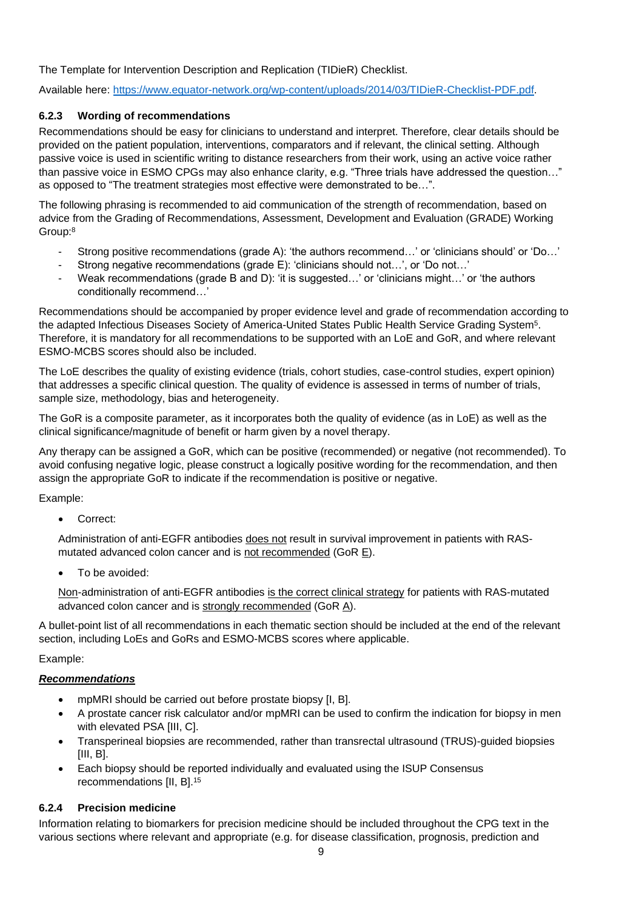The Template for Intervention Description and Replication (TIDieR) Checklist.

Available here: [https://www.equator-network.org/wp-content/uploads/2014/03/TIDieR-Checklist-PDF.pdf](https://www.equator-network.org/wp-content/uploads/2014/03/TIDieR-Checklist-PDF.pdf).

### 6.2.3 Wording of recommendations

Recommendations should be easy for clinicians to understand and interpret. Therefore, clear details should be provided on the patient population, interventions, comparators and if relevant, the clinical setting. Although passive voice is used in scientific writing to distance researchers from their work, using an active voice rather than passive voice in ESMO CPGs may also enhance clarity, e.g. "Three trials have addressed the question…" as opposed to "The treatment strategies most effective were demonstrated to be…".

The following phrasing is recommended to aid communication of the strength of recommendation, based on advice from the Grading of Recommendations, Assessment, Development and Evaluation (GRADE) Working Group:[8]

- Strong positive recommendations (grade A): 'the authors recommend…' or 'clinicians should' or 'Do…'
- Strong negative recommendations (grade E): 'clinicians should not…', or 'Do not…'
- Weak recommendations (grade B and D): 'it is suggested…' or 'clinicians might…' or 'the authors conditionally recommend…'

Recommendations should be accompanied by proper evidence level and grade of recommendation according to the adapted Infectious Diseases Society of America-United States Public Health Service Grading System[5]. Therefore, it is mandatory for all recommendations to be supported with an LoE and GoR, and where relevant ESMO-MCBS scores should also be included.

The LoE describes the quality of existing evidence (trials, cohort studies, case-control studies, expert opinion) that addresses a specific clinical question. The quality of evidence is assessed in terms of number of trials, sample size, methodology, bias and heterogeneity.

The GoR is a composite parameter, as it incorporates both the quality of evidence (as in LoE) as well as the clinical significance/magnitude of benefit or harm given by a novel therapy.

Any therapy can be assigned a GoR, which can be positive (recommended) or negative (not recommended). To avoid confusing negative logic, please construct a logically positive wording for the recommendation, and then assign the appropriate GoR to indicate if the recommendation is positive or negative.

Example:

- Correct:

  Administration of anti-EGFR antibodies <u>does not</u> result in survival improvement in patients with RAS-mutated advanced colon cancer and is <u>not recommended</u> (GoR <u>E</u>).

- To be avoided:

  <u>Non</u>-administration of anti-EGFR antibodies <u>is the correct clinical strategy</u> for patients with RAS-mutated advanced colon cancer and is <u>strongly recommended</u> (GoR <u>A</u>).

A bullet-point list of all recommendations in each thematic section should be included at the end of the relevant section, including LoEs and GoRs and ESMO-MCBS scores where applicable.

Example:

***<u>Recommendations</u>***

- mpMRI should be carried out before prostate biopsy [I, B].
- A prostate cancer risk calculator and/or mpMRI can be used to confirm the indication for biopsy in men with elevated PSA [III, C].
- Transperineal biopsies are recommended, rather than transrectal ultrasound (TRUS)-guided biopsies [III, B].
- Each biopsy should be reported individually and evaluated using the ISUP Consensus recommendations [II, B].[15]

### 6.2.4 Precision medicine

Information relating to biomarkers for precision medicine should be included throughout the CPG text in the various sections where relevant and appropriate (e.g. for disease classification, prognosis, prediction and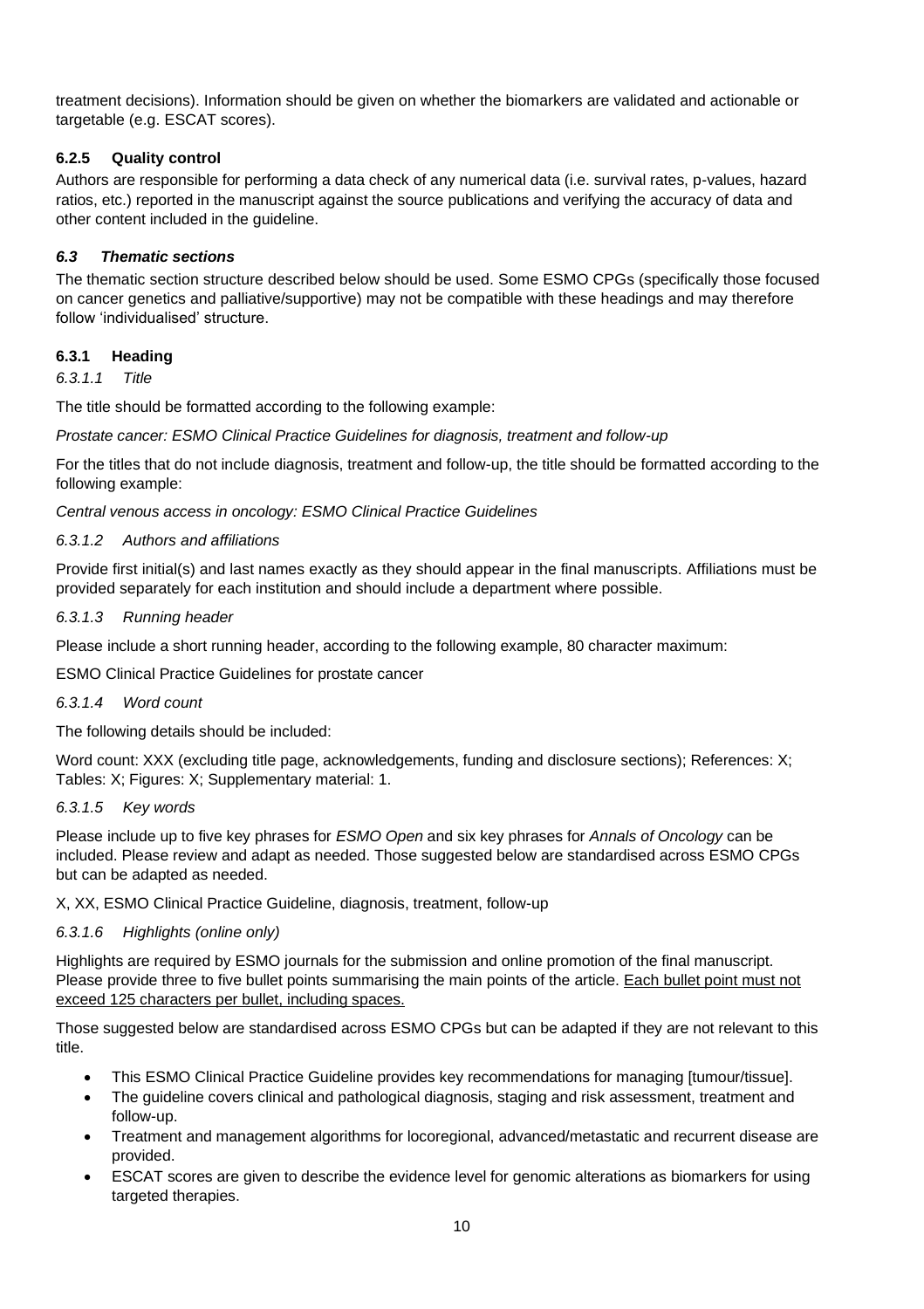treatment decisions). Information should be given on whether the biomarkers are validated and actionable or targetable (e.g. ESCAT scores).

### 6.2.5 Quality control

Authors are responsible for performing a data check of any numerical data (i.e. survival rates, p-values, hazard ratios, etc.) reported in the manuscript against the source publications and verifying the accuracy of data and other content included in the guideline.

## *6.3 Thematic sections*

The thematic section structure described below should be used. Some ESMO CPGs (specifically those focused on cancer genetics and palliative/supportive) may not be compatible with these headings and may therefore follow 'individualised' structure.

### 6.3.1 Heading

#### *6.3.1.1 Title*

The title should be formatted according to the following example:

*Prostate cancer: ESMO Clinical Practice Guidelines for diagnosis, treatment and follow-up*

For the titles that do not include diagnosis, treatment and follow-up, the title should be formatted according to the following example:

*Central venous access in oncology: ESMO Clinical Practice Guidelines*

#### *6.3.1.2 Authors and affiliations*

Provide first initial(s) and last names exactly as they should appear in the final manuscripts. Affiliations must be provided separately for each institution and should include a department where possible.

#### *6.3.1.3 Running header*

Please include a short running header, according to the following example, 80 character maximum:

ESMO Clinical Practice Guidelines for prostate cancer

#### *6.3.1.4 Word count*

The following details should be included:

Word count: XXX (excluding title page, acknowledgements, funding and disclosure sections); References: X; Tables: X; Figures: X; Supplementary material: 1.

#### *6.3.1.5 Key words*

Please include up to five key phrases for *ESMO Open* and six key phrases for *Annals of Oncology* can be included. Please review and adapt as needed. Those suggested below are standardised across ESMO CPGs but can be adapted as needed.

X, XX, ESMO Clinical Practice Guideline, diagnosis, treatment, follow-up

#### *6.3.1.6 Highlights (online only)*

Highlights are required by ESMO journals for the submission and online promotion of the final manuscript. Please provide three to five bullet points summarising the main points of the article. <u>Each bullet point must not exceed 125 characters per bullet, including spaces.</u>

Those suggested below are standardised across ESMO CPGs but can be adapted if they are not relevant to this title.

- This ESMO Clinical Practice Guideline provides key recommendations for managing [tumour/tissue].
- The guideline covers clinical and pathological diagnosis, staging and risk assessment, treatment and follow-up.
- Treatment and management algorithms for locoregional, advanced/metastatic and recurrent disease are provided.
- ESCAT scores are given to describe the evidence level for genomic alterations as biomarkers for using targeted therapies.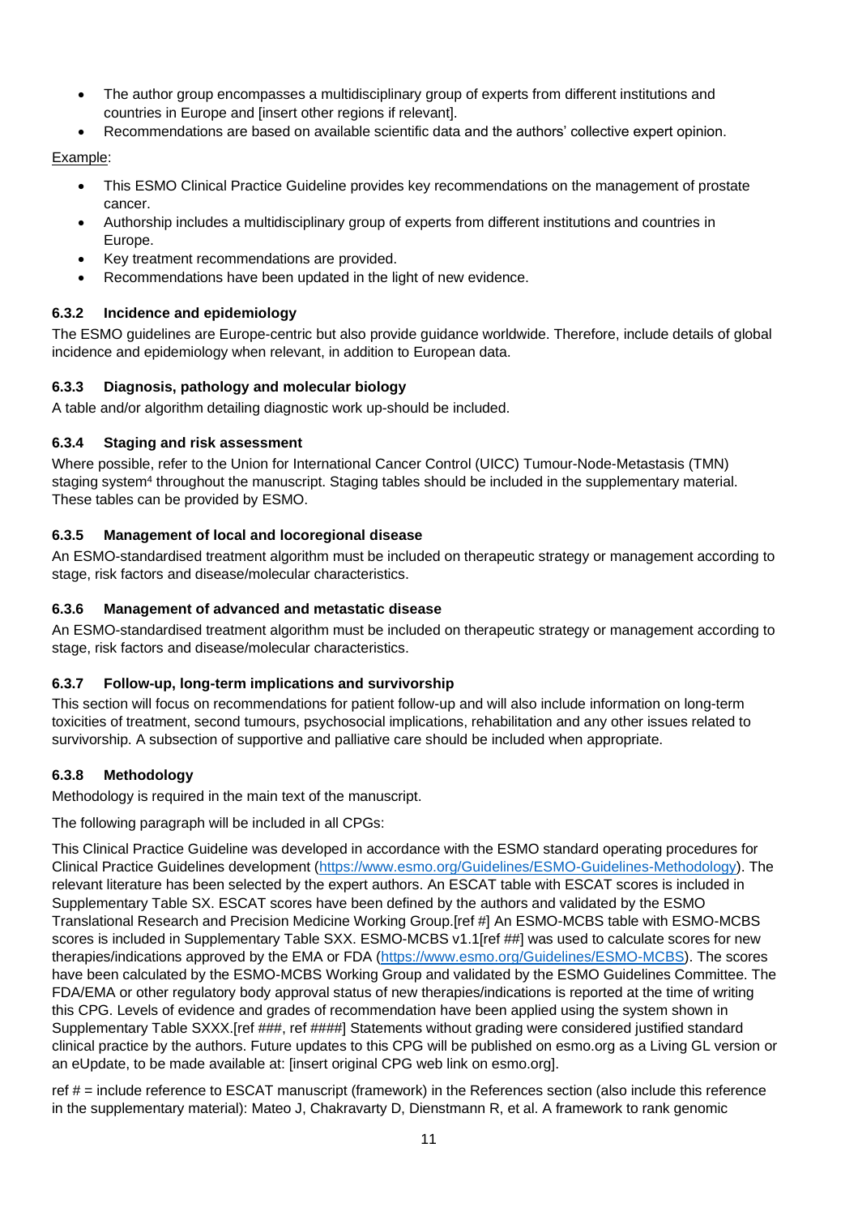- The author group encompasses a multidisciplinary group of experts from different institutions and countries in Europe and [insert other regions if relevant].
- Recommendations are based on available scientific data and the authors' collective expert opinion.

Example:

- This ESMO Clinical Practice Guideline provides key recommendations on the management of prostate cancer.
- Authorship includes a multidisciplinary group of experts from different institutions and countries in Europe.
- Key treatment recommendations are provided.
- Recommendations have been updated in the light of new evidence.

### 6.3.2 Incidence and epidemiology

The ESMO guidelines are Europe-centric but also provide guidance worldwide. Therefore, include details of global incidence and epidemiology when relevant, in addition to European data.

### 6.3.3 Diagnosis, pathology and molecular biology

A table and/or algorithm detailing diagnostic work up-should be included.

### 6.3.4 Staging and risk assessment

Where possible, refer to the Union for International Cancer Control (UICC) Tumour-Node-Metastasis (TMN) staging system[4] throughout the manuscript. Staging tables should be included in the supplementary material. These tables can be provided by ESMO.

### 6.3.5 Management of local and locoregional disease

An ESMO-standardised treatment algorithm must be included on therapeutic strategy or management according to stage, risk factors and disease/molecular characteristics.

### 6.3.6 Management of advanced and metastatic disease

An ESMO-standardised treatment algorithm must be included on therapeutic strategy or management according to stage, risk factors and disease/molecular characteristics.

### 6.3.7 Follow-up, long-term implications and survivorship

This section will focus on recommendations for patient follow-up and will also include information on long-term toxicities of treatment, second tumours, psychosocial implications, rehabilitation and any other issues related to survivorship. A subsection of supportive and palliative care should be included when appropriate.

### 6.3.8 Methodology

Methodology is required in the main text of the manuscript.

The following paragraph will be included in all CPGs:

This Clinical Practice Guideline was developed in accordance with the ESMO standard operating procedures for Clinical Practice Guidelines development (https://www.esmo.org/Guidelines/ESMO-Guidelines-Methodology). The relevant literature has been selected by the expert authors. An ESCAT table with ESCAT scores is included in Supplementary Table SX. ESCAT scores have been defined by the authors and validated by the ESMO Translational Research and Precision Medicine Working Group.[ref #] An ESMO-MCBS table with ESMO-MCBS scores is included in Supplementary Table SXX. ESMO-MCBS v1.1[ref ##] was used to calculate scores for new therapies/indications approved by the EMA or FDA (https://www.esmo.org/Guidelines/ESMO-MCBS). The scores have been calculated by the ESMO-MCBS Working Group and validated by the ESMO Guidelines Committee. The FDA/EMA or other regulatory body approval status of new therapies/indications is reported at the time of writing this CPG. Levels of evidence and grades of recommendation have been applied using the system shown in Supplementary Table SXXX.[ref ###, ref ####] Statements without grading were considered justified standard clinical practice by the authors. Future updates to this CPG will be published on esmo.org as a Living GL version or an eUpdate, to be made available at: [insert original CPG web link on esmo.org].

ref # = include reference to ESCAT manuscript (framework) in the References section (also include this reference in the supplementary material): Mateo J, Chakravarty D, Dienstmann R, et al. A framework to rank genomic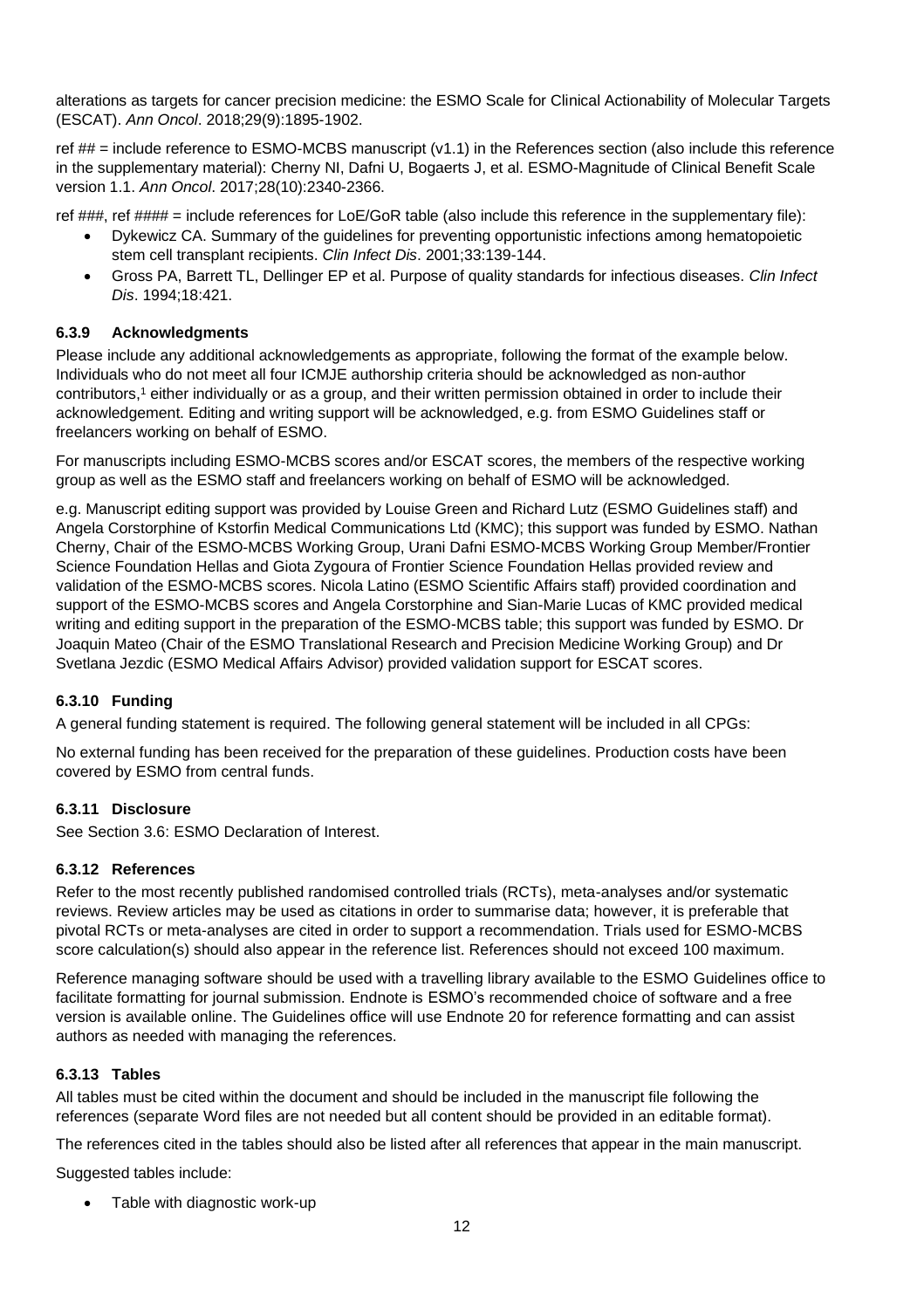alterations as targets for cancer precision medicine: the ESMO Scale for Clinical Actionability of Molecular Targets (ESCAT). *Ann Oncol*. 2018;29(9):1895-1902.

ref ## = include reference to ESMO-MCBS manuscript (v1.1) in the References section (also include this reference in the supplementary material): Cherny NI, Dafni U, Bogaerts J, et al. ESMO-Magnitude of Clinical Benefit Scale version 1.1. *Ann Oncol*. 2017;28(10):2340-2366.

ref ###, ref #### = include references for LoE/GoR table (also include this reference in the supplementary file):

- Dykewicz CA. Summary of the guidelines for preventing opportunistic infections among hematopoietic stem cell transplant recipients. *Clin Infect Dis*. 2001;33:139-144.
- Gross PA, Barrett TL, Dellinger EP et al. Purpose of quality standards for infectious diseases. *Clin Infect Dis*. 1994;18:421.

### 6.3.9 Acknowledgments

Please include any additional acknowledgements as appropriate, following the format of the example below. Individuals who do not meet all four ICMJE authorship criteria should be acknowledged as non-author contributors,[1] either individually or as a group, and their written permission obtained in order to include their acknowledgement. Editing and writing support will be acknowledged, e.g. from ESMO Guidelines staff or freelancers working on behalf of ESMO.

For manuscripts including ESMO-MCBS scores and/or ESCAT scores, the members of the respective working group as well as the ESMO staff and freelancers working on behalf of ESMO will be acknowledged.

e.g. Manuscript editing support was provided by Louise Green and Richard Lutz (ESMO Guidelines staff) and Angela Corstorphine of Kstorfin Medical Communications Ltd (KMC); this support was funded by ESMO. Nathan Cherny, Chair of the ESMO-MCBS Working Group, Urani Dafni ESMO-MCBS Working Group Member/Frontier Science Foundation Hellas and Giota Zygoura of Frontier Science Foundation Hellas provided review and validation of the ESMO-MCBS scores. Nicola Latino (ESMO Scientific Affairs staff) provided coordination and support of the ESMO-MCBS scores and Angela Corstorphine and Sian-Marie Lucas of KMC provided medical writing and editing support in the preparation of the ESMO-MCBS table; this support was funded by ESMO. Dr Joaquin Mateo (Chair of the ESMO Translational Research and Precision Medicine Working Group) and Dr Svetlana Jezdic (ESMO Medical Affairs Advisor) provided validation support for ESCAT scores.

### 6.3.10 Funding

A general funding statement is required. The following general statement will be included in all CPGs:

No external funding has been received for the preparation of these guidelines. Production costs have been covered by ESMO from central funds.

### 6.3.11 Disclosure

See Section 3.6: ESMO Declaration of Interest.

### 6.3.12 References

Refer to the most recently published randomised controlled trials (RCTs), meta-analyses and/or systematic reviews. Review articles may be used as citations in order to summarise data; however, it is preferable that pivotal RCTs or meta-analyses are cited in order to support a recommendation. Trials used for ESMO-MCBS score calculation(s) should also appear in the reference list. References should not exceed 100 maximum.

Reference managing software should be used with a travelling library available to the ESMO Guidelines office to facilitate formatting for journal submission. Endnote is ESMO's recommended choice of software and a free version is available online. The Guidelines office will use Endnote 20 for reference formatting and can assist authors as needed with managing the references.

### 6.3.13 Tables

All tables must be cited within the document and should be included in the manuscript file following the references (separate Word files are not needed but all content should be provided in an editable format).

The references cited in the tables should also be listed after all references that appear in the main manuscript.

Suggested tables include:

- Table with diagnostic work-up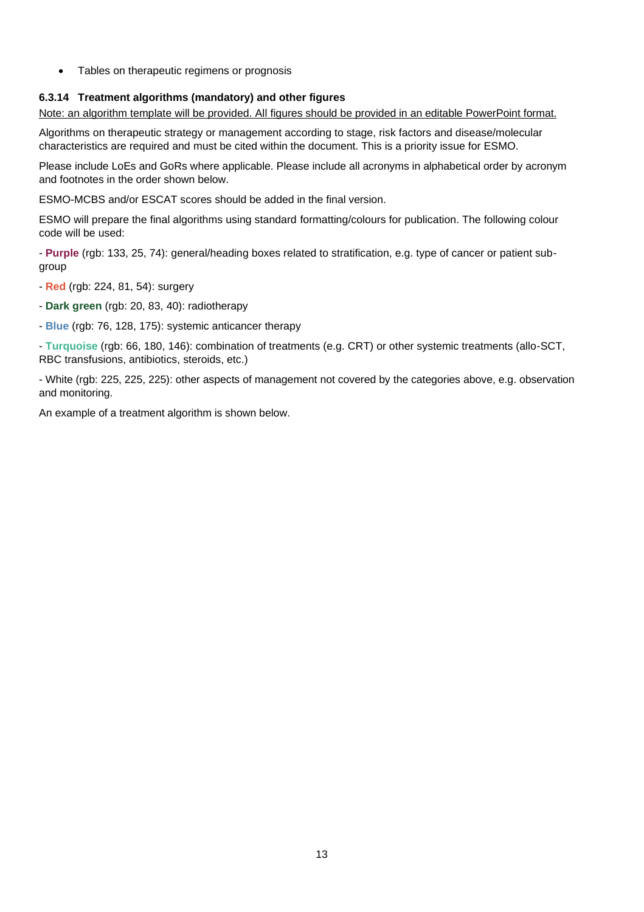- Tables on therapeutic regimens or prognosis

#### 6.3.14 Treatment algorithms (mandatory) and other figures

Note: an algorithm template will be provided. All figures should be provided in an editable PowerPoint format.

Algorithms on therapeutic strategy or management according to stage, risk factors and disease/molecular characteristics are required and must be cited within the document. This is a priority issue for ESMO.

Please include LoEs and GoRs where applicable. Please include all acronyms in alphabetical order by acronym and footnotes in the order shown below.

ESMO-MCBS and/or ESCAT scores should be added in the final version.

ESMO will prepare the final algorithms using standard formatting/colours for publication. The following colour code will be used:

- **Purple** (rgb: 133, 25, 74): general/heading boxes related to stratification, e.g. type of cancer or patient sub-group
- **Red** (rgb: 224, 81, 54): surgery
- **Dark green** (rgb: 20, 83, 40): radiotherapy
- **Blue** (rgb: 76, 128, 175): systemic anticancer therapy
- **Turquoise** (rgb: 66, 180, 146): combination of treatments (e.g. CRT) or other systemic treatments (allo-SCT, RBC transfusions, antibiotics, steroids, etc.)
- White (rgb: 225, 225, 225): other aspects of management not covered by the categories above, e.g. observation and monitoring.

An example of a treatment algorithm is shown below.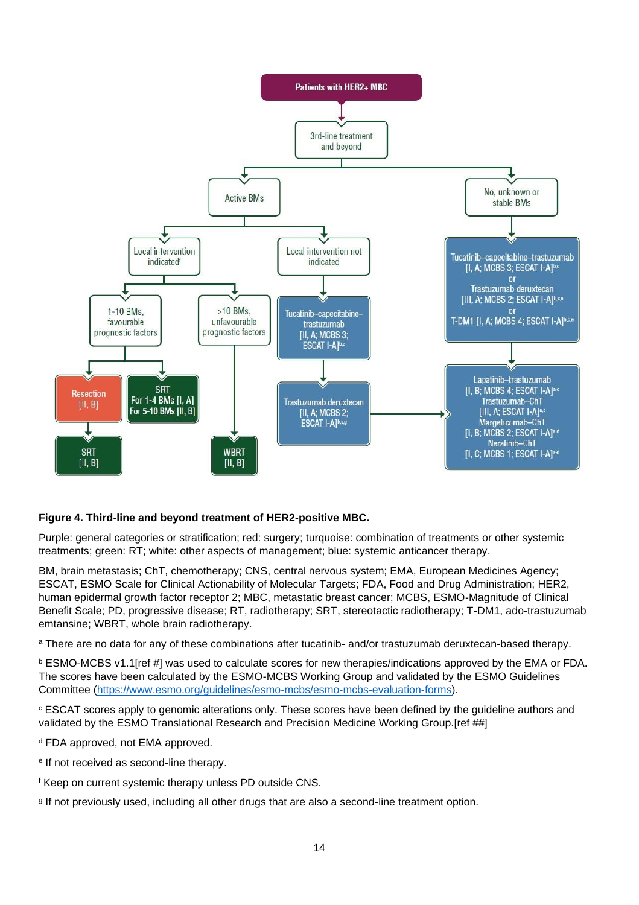Patients with HER2+ MBC

3rd-line treatment and beyond

Active BMs

No, unknown or stable BMs

Local intervention indicated[f]

Local intervention not indicated

1-10 BMs, favourable prognostic factors

>10 BMs, unfavourable prognostic factors

Resection [II, B]

SRT For 1-4 BMs [I, A] For 5-10 BMs [II, B]

SRT [II, B]

WBRT [II, B]

Tucatinib–capecitabine–trastuzumab [II, A; MCBS 3; ESCAT I-A][b,c]

Trastuzumab deruxtecan [II, A; MCBS 2; ESCAT I-A][b,c,g]

Tucatinib–capecitabine–trastuzumab [I, A; MCBS 3; ESCAT I-A][b,c] or Trastuzumab deruxtecan [III, A; MCBS 2; ESCAT I-A][b,c,e] or T-DM1 [I, A; MCBS 4; ESCAT I-A][b,c,e]

Lapatinib–trastuzumab [I, B; MCBS 4; ESCAT I-A][a,c] Trastuzumab–ChT [III, A; ESCAT I-A][a,c] Margetuximab–ChT [I, B; MCBS 2; ESCAT I-A][a,d] Neratinib–ChT [I, C; MCBS 1; ESCAT I-A][a,d]

**Figure 4. Third-line and beyond treatment of HER2-positive MBC.**

Purple: general categories or stratification; red: surgery; turquoise: combination of treatments or other systemic treatments; green: RT; white: other aspects of management; blue: systemic anticancer therapy.

BM, brain metastasis; ChT, chemotherapy; CNS, central nervous system; EMA, European Medicines Agency; ESCAT, ESMO Scale for Clinical Actionability of Molecular Targets; FDA, Food and Drug Administration; HER2, human epidermal growth factor receptor 2; MBC, metastatic breast cancer; MCBS, ESMO-Magnitude of Clinical Benefit Scale; PD, progressive disease; RT, radiotherapy; SRT, stereotactic radiotherapy; T-DM1, ado-trastuzumab emtansine; WBRT, whole brain radiotherapy.

[a] There are no data for any of these combinations after tucatinib- and/or trastuzumab deruxtecan-based therapy.

[b] ESMO-MCBS v1.1[ref #] was used to calculate scores for new therapies/indications approved by the EMA or FDA. The scores have been calculated by the ESMO-MCBS Working Group and validated by the ESMO Guidelines Committee (https://www.esmo.org/guidelines/esmo-mcbs/esmo-mcbs-evaluation-forms).

[c] ESCAT scores apply to genomic alterations only. These scores have been defined by the guideline authors and validated by the ESMO Translational Research and Precision Medicine Working Group.[ref ##]

[d] FDA approved, not EMA approved.

[e] If not received as second-line therapy.

[f] Keep on current systemic therapy unless PD outside CNS.

[g] If not previously used, including all other drugs that are also a second-line treatment option.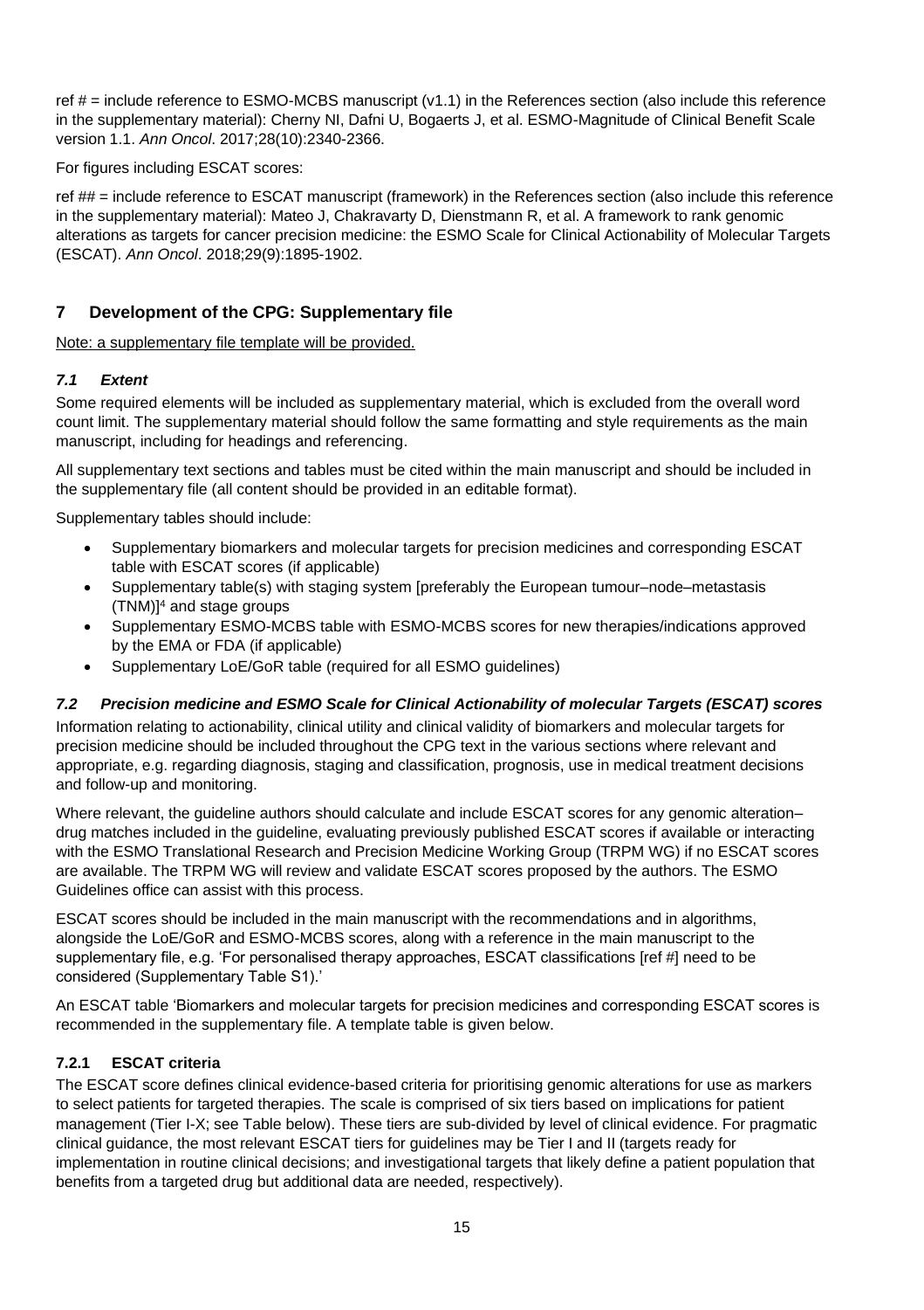ref # = include reference to ESMO-MCBS manuscript (v1.1) in the References section (also include this reference in the supplementary material): Cherny NI, Dafni U, Bogaerts J, et al. ESMO-Magnitude of Clinical Benefit Scale version 1.1. *Ann Oncol*. 2017;28(10):2340-2366.

For figures including ESCAT scores:

ref ## = include reference to ESCAT manuscript (framework) in the References section (also include this reference in the supplementary material): Mateo J, Chakravarty D, Dienstmann R, et al. A framework to rank genomic alterations as targets for cancer precision medicine: the ESMO Scale for Clinical Actionability of Molecular Targets (ESCAT). *Ann Oncol*. 2018;29(9):1895-1902.

## 7 Development of the CPG: Supplementary file

Note: a supplementary file template will be provided.

### *7.1 Extent*

Some required elements will be included as supplementary material, which is excluded from the overall word count limit. The supplementary material should follow the same formatting and style requirements as the main manuscript, including for headings and referencing.

All supplementary text sections and tables must be cited within the main manuscript and should be included in the supplementary file (all content should be provided in an editable format).

Supplementary tables should include:

- Supplementary biomarkers and molecular targets for precision medicines and corresponding ESCAT table with ESCAT scores (if applicable)
- Supplementary table(s) with staging system [preferably the European tumour–node–metastasis (TNM)][4] and stage groups
- Supplementary ESMO-MCBS table with ESMO-MCBS scores for new therapies/indications approved by the EMA or FDA (if applicable)
- Supplementary LoE/GoR table (required for all ESMO guidelines)

### *7.2 Precision medicine and ESMO Scale for Clinical Actionability of molecular Targets (ESCAT) scores*

Information relating to actionability, clinical utility and clinical validity of biomarkers and molecular targets for precision medicine should be included throughout the CPG text in the various sections where relevant and appropriate, e.g. regarding diagnosis, staging and classification, prognosis, use in medical treatment decisions and follow-up and monitoring.

Where relevant, the guideline authors should calculate and include ESCAT scores for any genomic alteration–drug matches included in the guideline, evaluating previously published ESCAT scores if available or interacting with the ESMO Translational Research and Precision Medicine Working Group (TRPM WG) if no ESCAT scores are available. The TRPM WG will review and validate ESCAT scores proposed by the authors. The ESMO Guidelines office can assist with this process.

ESCAT scores should be included in the main manuscript with the recommendations and in algorithms, alongside the LoE/GoR and ESMO-MCBS scores, along with a reference in the main manuscript to the supplementary file, e.g. 'For personalised therapy approaches, ESCAT classifications [ref #] need to be considered (Supplementary Table S1).'

An ESCAT table 'Biomarkers and molecular targets for precision medicines and corresponding ESCAT scores is recommended in the supplementary file. A template table is given below.

#### 7.2.1 ESCAT criteria

The ESCAT score defines clinical evidence-based criteria for prioritising genomic alterations for use as markers to select patients for targeted therapies. The scale is comprised of six tiers based on implications for patient management (Tier I-X; see Table below). These tiers are sub-divided by level of clinical evidence. For pragmatic clinical guidance, the most relevant ESCAT tiers for guidelines may be Tier I and II (targets ready for implementation in routine clinical decisions; and investigational targets that likely define a patient population that benefits from a targeted drug but additional data are needed, respectively).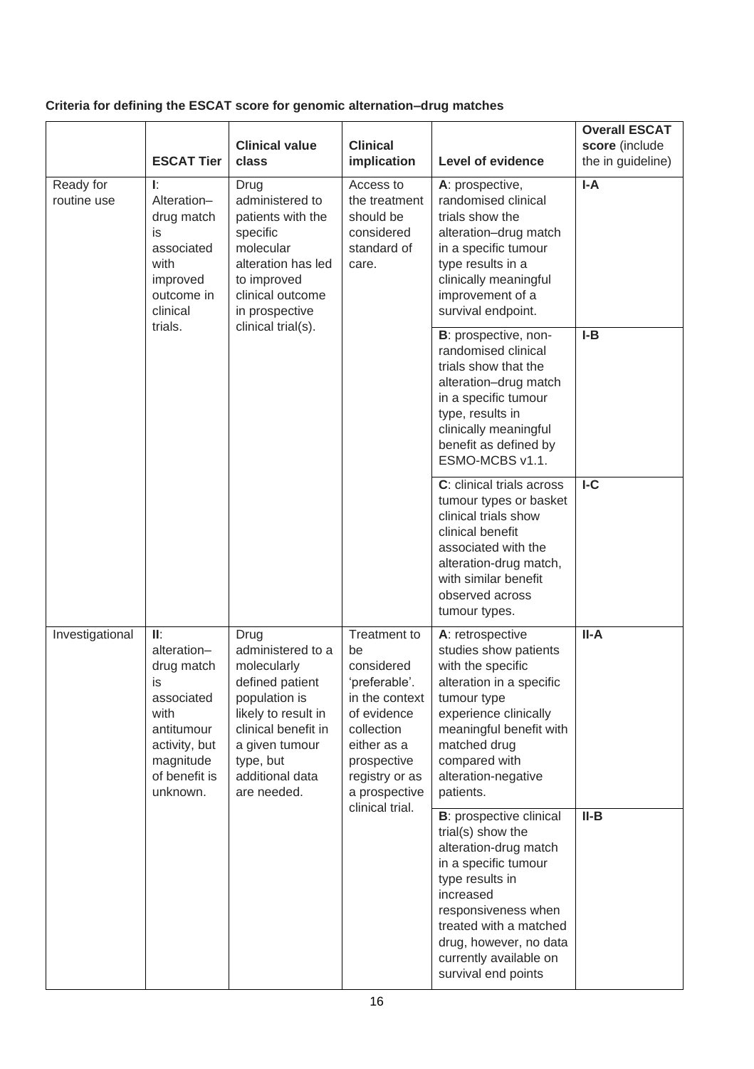**Criteria for defining the ESCAT score for genomic alternation–drug matches**

| | ESCAT Tier | Clinical value class | Clinical implication | Level of evidence | Overall ESCAT score (include the in guideline) |
|---|---|---|---|---|---|
| Ready for routine use | **I**: Alteration–drug match is associated with improved outcome in clinical trials. | Drug administered to patients with the specific molecular alteration has led to improved clinical outcome in prospective clinical trial(s). | Access to the treatment should be considered standard of care. | **A**: prospective, randomised clinical trials show the alteration–drug match in a specific tumour type results in a clinically meaningful improvement of a survival endpoint. | **I-A** |
| | | | | **B**: prospective, non-randomised clinical trials show that the alteration–drug match in a specific tumour type, results in clinically meaningful benefit as defined by ESMO-MCBS v1.1. | **I-B** |
| | | | | **C**: clinical trials across tumour types or basket clinical trials show clinical benefit associated with the alteration-drug match, with similar benefit observed across tumour types. | **I-C** |
| Investigational | **II**: alteration–drug match is associated with antitumour activity, but magnitude of benefit is unknown. | Drug administered to a molecularly defined patient population is likely to result in clinical benefit in a given tumour type, but additional data are needed. | Treatment to be considered 'preferable'. in the context of evidence collection either as a prospective registry or as a prospective clinical trial. | **A**: retrospective studies show patients with the specific alteration in a specific tumour type experience clinically meaningful benefit with matched drug compared with alteration-negative patients. | **II-A** |
| | | | | **B**: prospective clinical trial(s) show the alteration-drug match in a specific tumour type results in increased responsiveness when treated with a matched drug, however, no data currently available on survival end points | **II-B** |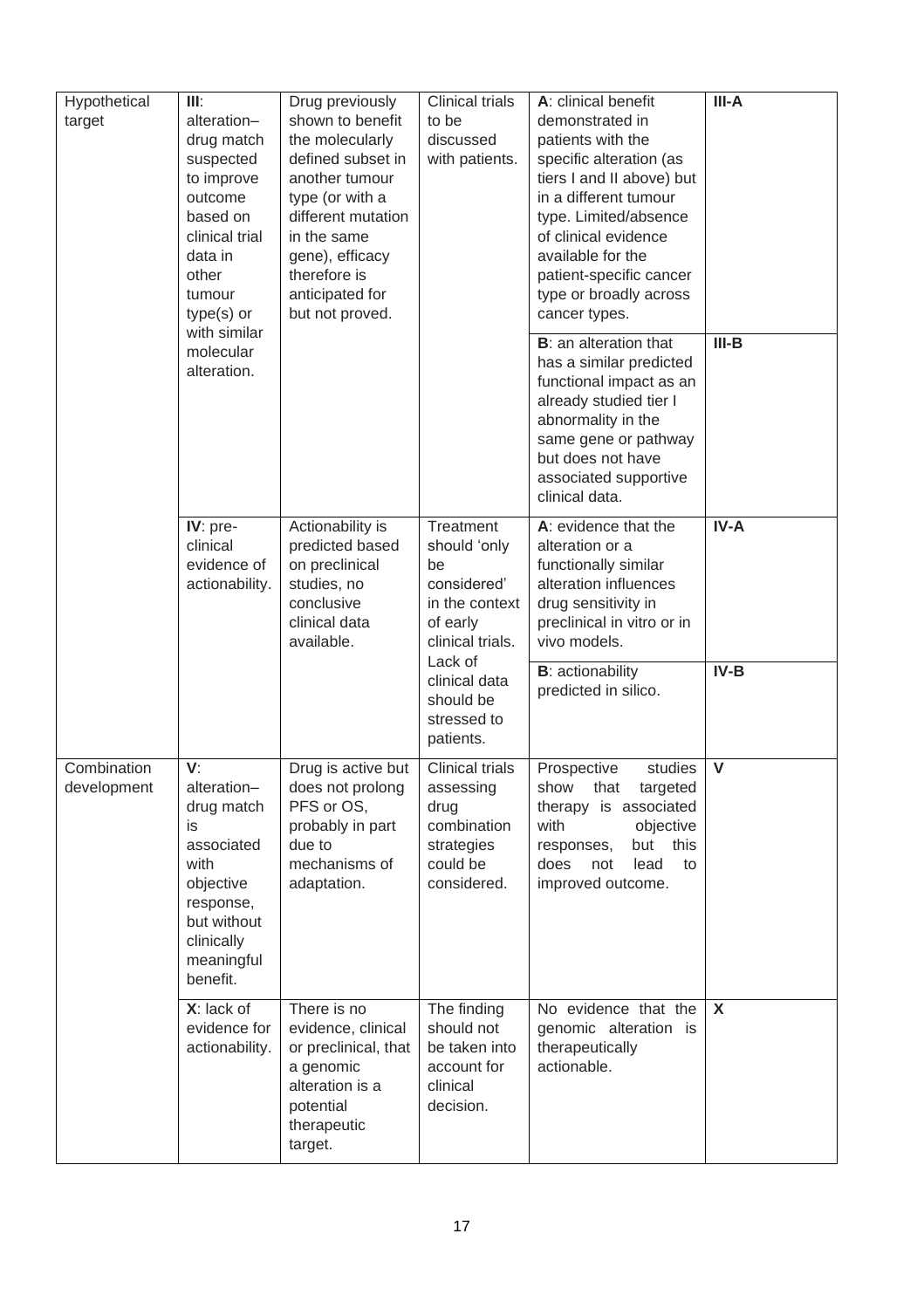| Hypothetical target | **III**: alteration–drug match suspected to improve outcome based on clinical trial data in other tumour type(s) or with similar molecular alteration. | Drug previously shown to benefit the molecularly defined subset in another tumour type (or with a different mutation in the same gene), efficacy therefore is anticipated for but not proved. | Clinical trials to be discussed with patients. | **A**: clinical benefit demonstrated in patients with the specific alteration (as tiers I and II above) but in a different tumour type. Limited/absence of clinical evidence available for the patient-specific cancer type or broadly across cancer types. | **III-A** |
|---|---|---|---|---|---|
| | | | | **B**: an alteration that has a similar predicted functional impact as an already studied tier I abnormality in the same gene or pathway but does not have associated supportive clinical data. | **III-B** |
| | **IV**: pre-clinical evidence of actionability. | Actionability is predicted based on preclinical studies, no conclusive clinical data available. | Treatment should 'only be considered' in the context of early clinical trials. Lack of clinical data should be stressed to patients. | **A**: evidence that the alteration or a functionally similar alteration influences drug sensitivity in preclinical in vitro or in vivo models. | **IV-A** |
| | | | | **B**: actionability predicted in silico. | **IV-B** |
| Combination development | **V**: alteration–drug match is associated with objective response, but without clinically meaningful benefit. | Drug is active but does not prolong PFS or OS, probably in part due to mechanisms of adaptation. | Clinical trials assessing drug combination strategies could be considered. | Prospective studies show that targeted therapy is associated with objective responses, but this does not lead to improved outcome. | **V** |
| | **X**: lack of evidence for actionability. | There is no evidence, clinical or preclinical, that a genomic alteration is a potential therapeutic target. | The finding should not be taken into account for clinical decision. | No evidence that the genomic alteration is therapeutically actionable. | **X** |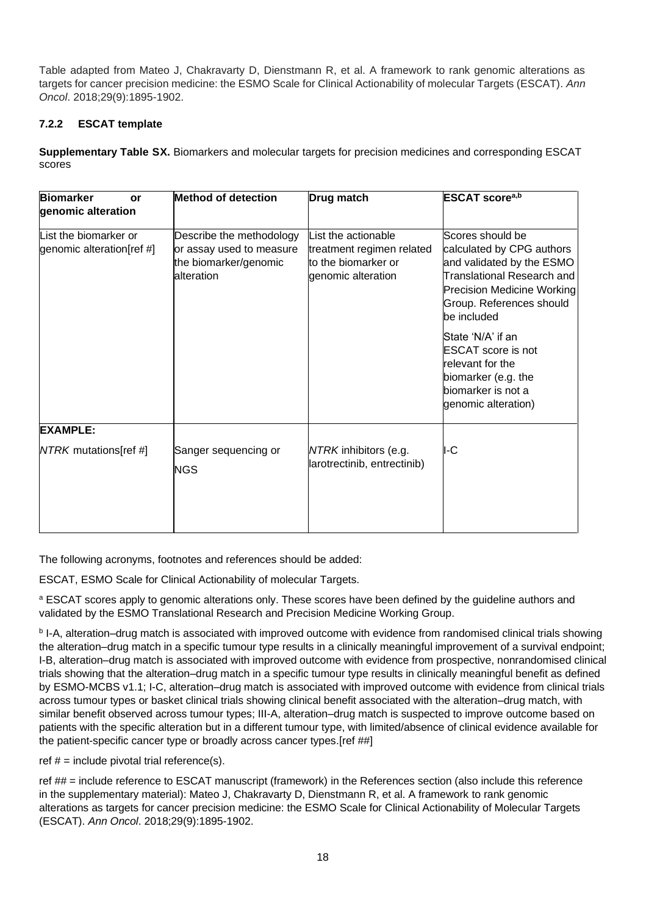Table adapted from Mateo J, Chakravarty D, Dienstmann R, et al. A framework to rank genomic alterations as targets for cancer precision medicine: the ESMO Scale for Clinical Actionability of molecular Targets (ESCAT). *Ann Oncol*. 2018;29(9):1895-1902.

### 7.2.2 ESCAT template

**Supplementary Table SX.** Biomarkers and molecular targets for precision medicines and corresponding ESCAT scores

| **Biomarker or genomic alteration** | **Method of detection** | **Drug match** | **ESCAT score[a,b]** |
|---|---|---|---|
| List the biomarker or genomic alteration[ref #] | Describe the methodology or assay used to measure the biomarker/genomic alteration | List the actionable treatment regimen related to the biomarker or genomic alteration | Scores should be calculated by CPG authors and validated by the ESMO Translational Research and Precision Medicine Working Group. References should be included<br><br>State 'N/A' if an ESCAT score is not relevant for the biomarker (e.g. the biomarker is not a genomic alteration) |
| **EXAMPLE:** | | | |
| *NTRK* mutations[ref #] | Sanger sequencing or NGS | *NTRK* inhibitors (e.g. larotrectinib, entrectinib) | I-C |

The following acronyms, footnotes and references should be added:

ESCAT, ESMO Scale for Clinical Actionability of molecular Targets.

[a] ESCAT scores apply to genomic alterations only. These scores have been defined by the guideline authors and validated by the ESMO Translational Research and Precision Medicine Working Group.

[b] I-A, alteration–drug match is associated with improved outcome with evidence from randomised clinical trials showing the alteration–drug match in a specific tumour type results in a clinically meaningful improvement of a survival endpoint; I-B, alteration–drug match is associated with improved outcome with evidence from prospective, nonrandomised clinical trials showing that the alteration–drug match in a specific tumour type results in clinically meaningful benefit as defined by ESMO-MCBS v1.1; I-C, alteration–drug match is associated with improved outcome with evidence from clinical trials across tumour types or basket clinical trials showing clinical benefit associated with the alteration–drug match, with similar benefit observed across tumour types; III-A, alteration–drug match is suspected to improve outcome based on patients with the specific alteration but in a different tumour type, with limited/absence of clinical evidence available for the patient-specific cancer type or broadly across cancer types.[ref ##]

ref # = include pivotal trial reference(s).

ref ## = include reference to ESCAT manuscript (framework) in the References section (also include this reference in the supplementary material): Mateo J, Chakravarty D, Dienstmann R, et al. A framework to rank genomic alterations as targets for cancer precision medicine: the ESMO Scale for Clinical Actionability of Molecular Targets (ESCAT). *Ann Oncol*. 2018;29(9):1895-1902.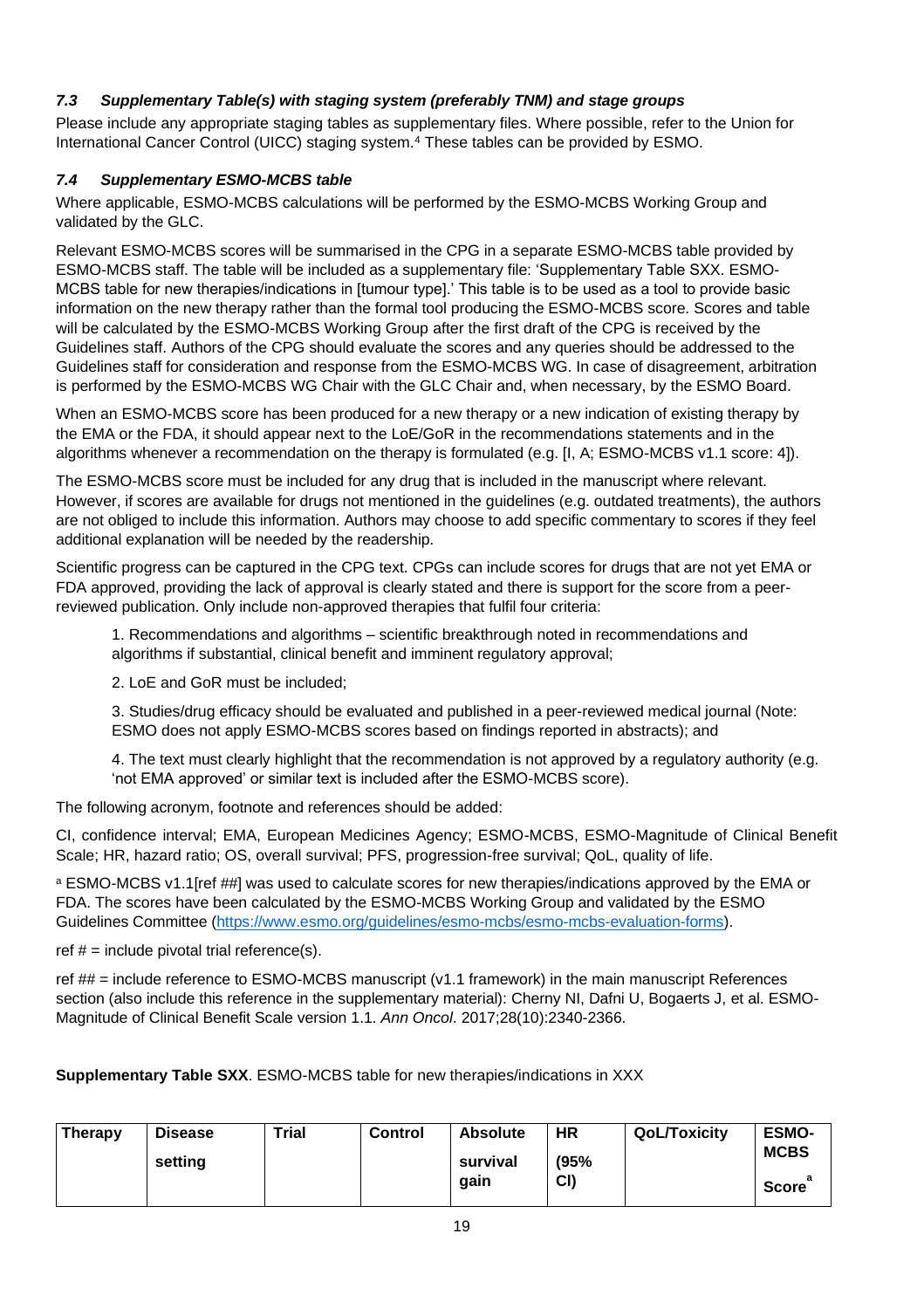### *7.3 Supplementary Table(s) with staging system (preferably TNM) and stage groups*

Please include any appropriate staging tables as supplementary files. Where possible, refer to the Union for International Cancer Control (UICC) staging system.[4] These tables can be provided by ESMO.

### *7.4 Supplementary ESMO-MCBS table*

Where applicable, ESMO-MCBS calculations will be performed by the ESMO-MCBS Working Group and validated by the GLC.

Relevant ESMO-MCBS scores will be summarised in the CPG in a separate ESMO-MCBS table provided by ESMO-MCBS staff. The table will be included as a supplementary file: 'Supplementary Table SXX. ESMO-MCBS table for new therapies/indications in [tumour type].' This table is to be used as a tool to provide basic information on the new therapy rather than the formal tool producing the ESMO-MCBS score. Scores and table will be calculated by the ESMO-MCBS Working Group after the first draft of the CPG is received by the Guidelines staff. Authors of the CPG should evaluate the scores and any queries should be addressed to the Guidelines staff for consideration and response from the ESMO-MCBS WG. In case of disagreement, arbitration is performed by the ESMO-MCBS WG Chair with the GLC Chair and, when necessary, by the ESMO Board.

When an ESMO-MCBS score has been produced for a new therapy or a new indication of existing therapy by the EMA or the FDA, it should appear next to the LoE/GoR in the recommendations statements and in the algorithms whenever a recommendation on the therapy is formulated (e.g. [I, A; ESMO-MCBS v1.1 score: 4]).

The ESMO-MCBS score must be included for any drug that is included in the manuscript where relevant. However, if scores are available for drugs not mentioned in the guidelines (e.g. outdated treatments), the authors are not obliged to include this information. Authors may choose to add specific commentary to scores if they feel additional explanation will be needed by the readership.

Scientific progress can be captured in the CPG text. CPGs can include scores for drugs that are not yet EMA or FDA approved, providing the lack of approval is clearly stated and there is support for the score from a peer-reviewed publication. Only include non-approved therapies that fulfil four criteria:

1. Recommendations and algorithms – scientific breakthrough noted in recommendations and algorithms if substantial, clinical benefit and imminent regulatory approval;
2. LoE and GoR must be included;
3. Studies/drug efficacy should be evaluated and published in a peer-reviewed medical journal (Note: ESMO does not apply ESMO-MCBS scores based on findings reported in abstracts); and
4. The text must clearly highlight that the recommendation is not approved by a regulatory authority (e.g. 'not EMA approved' or similar text is included after the ESMO-MCBS score).

The following acronym, footnote and references should be added:

CI, confidence interval; EMA, European Medicines Agency; ESMO-MCBS, ESMO-Magnitude of Clinical Benefit Scale; HR, hazard ratio; OS, overall survival; PFS, progression-free survival; QoL, quality of life.

[a] ESMO-MCBS v1.1[ref ##] was used to calculate scores for new therapies/indications approved by the EMA or FDA. The scores have been calculated by the ESMO-MCBS Working Group and validated by the ESMO Guidelines Committee (https://www.esmo.org/guidelines/esmo-mcbs/esmo-mcbs-evaluation-forms).

ref # = include pivotal trial reference(s).

ref ## = include reference to ESMO-MCBS manuscript (v1.1 framework) in the main manuscript References section (also include this reference in the supplementary material): Cherny NI, Dafni U, Bogaerts J, et al. ESMO-Magnitude of Clinical Benefit Scale version 1.1. *Ann Oncol*. 2017;28(10):2340-2366.

**Supplementary Table SXX**. ESMO-MCBS table for new therapies/indications in XXX

| Therapy | Disease setting | Trial | Control | Absolute survival gain | HR (95% CI) | QoL/Toxicity | ESMO-MCBS Score[a] |
|---|---|---|---|---|---|---|---|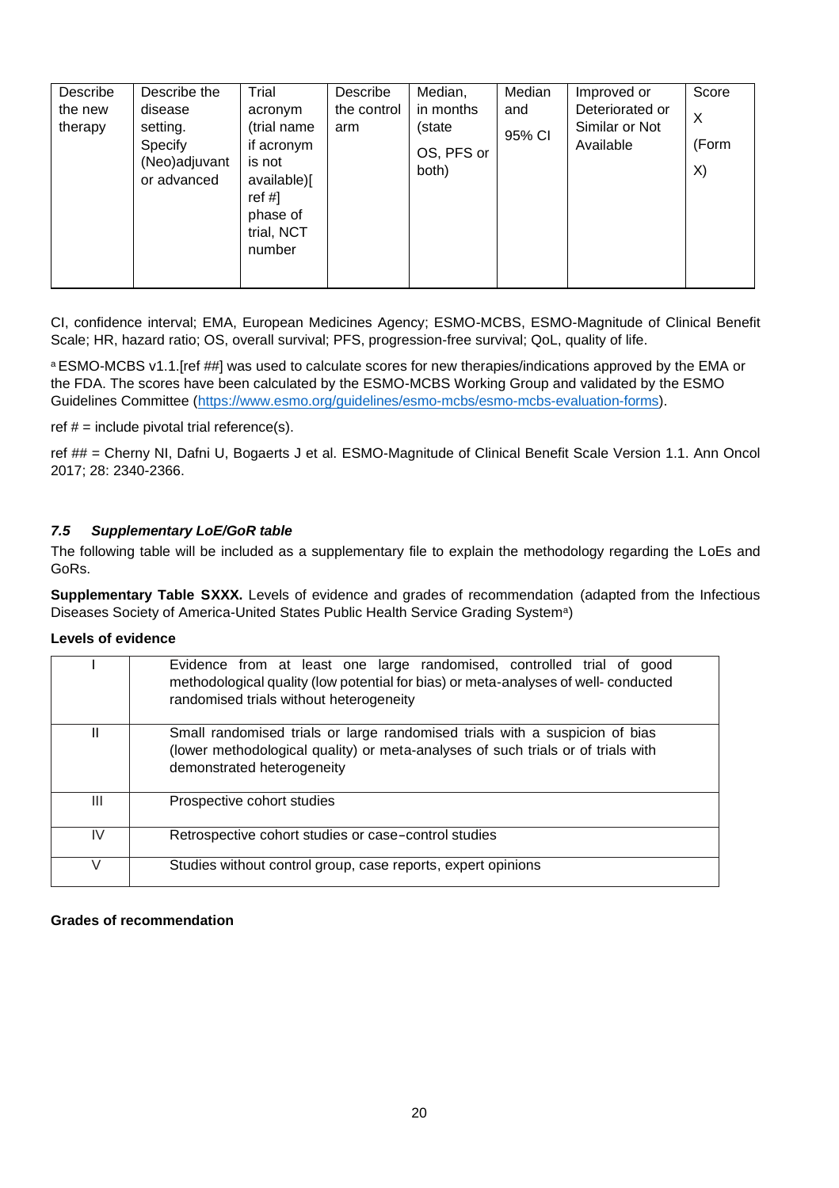| Describe the new therapy | Describe the disease setting. Specify (Neo)adjuvant or advanced | Trial acronym (trial name if acronym is not available)[ ref #] phase of trial, NCT number | Describe the control arm | Median, in months (state OS, PFS or both) | Median and 95% CI | Improved or Deteriorated or Similar or Not Available | Score X (Form X) |
|---|---|---|---|---|---|---|---|

CI, confidence interval; EMA, European Medicines Agency; ESMO-MCBS, ESMO-Magnitude of Clinical Benefit Scale; HR, hazard ratio; OS, overall survival; PFS, progression-free survival; QoL, quality of life.

[a] ESMO-MCBS v1.1.[ref ##] was used to calculate scores for new therapies/indications approved by the EMA or the FDA. The scores have been calculated by the ESMO-MCBS Working Group and validated by the ESMO Guidelines Committee (https://www.esmo.org/guidelines/esmo-mcbs/esmo-mcbs-evaluation-forms).

ref # = include pivotal trial reference(s).

ref ## = Cherny NI, Dafni U, Bogaerts J et al. ESMO-Magnitude of Clinical Benefit Scale Version 1.1. Ann Oncol 2017; 28: 2340-2366.

### *7.5 Supplementary LoE/GoR table*

The following table will be included as a supplementary file to explain the methodology regarding the LoEs and GoRs.

**Supplementary Table SXXX.** Levels of evidence and grades of recommendation (adapted from the Infectious Diseases Society of America-United States Public Health Service Grading System[a])

**Levels of evidence**

| | |
|---|---|
| I | Evidence from at least one large randomised, controlled trial of good methodological quality (low potential for bias) or meta-analyses of well- conducted randomised trials without heterogeneity |
| II | Small randomised trials or large randomised trials with a suspicion of bias (lower methodological quality) or meta-analyses of such trials or of trials with demonstrated heterogeneity |
| III | Prospective cohort studies |
| IV | Retrospective cohort studies or case–control studies |
| V | Studies without control group, case reports, expert opinions |

**Grades of recommendation**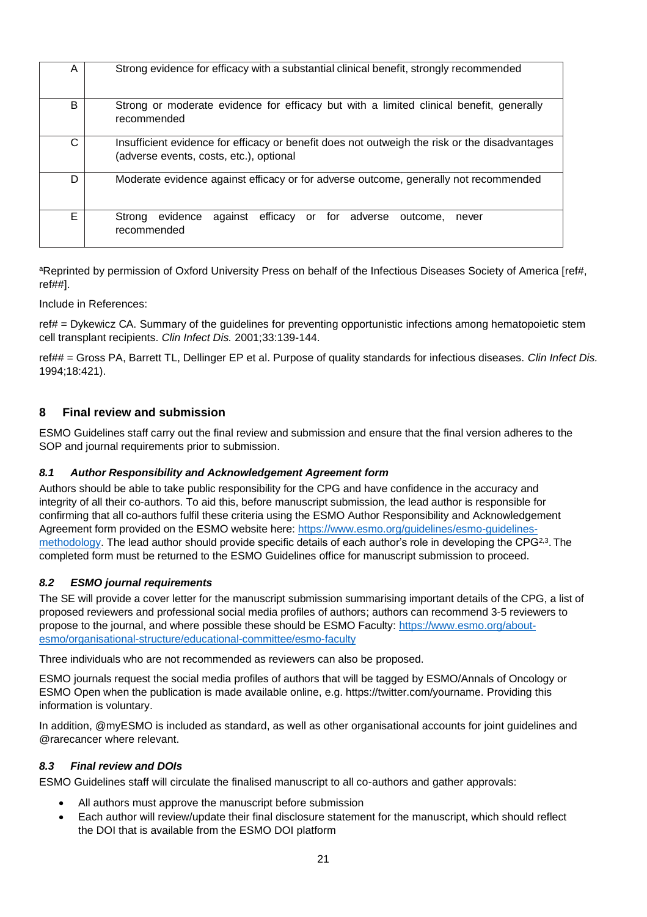| | |
|---|---|
| A | Strong evidence for efficacy with a substantial clinical benefit, strongly recommended |
| B | Strong or moderate evidence for efficacy but with a limited clinical benefit, generally recommended |
| C | Insufficient evidence for efficacy or benefit does not outweigh the risk or the disadvantages (adverse events, costs, etc.), optional |
| D | Moderate evidence against efficacy or for adverse outcome, generally not recommended |
| E | Strong evidence against efficacy or for adverse outcome, never recommended |

[a]Reprinted by permission of Oxford University Press on behalf of the Infectious Diseases Society of America [ref#, ref##].

Include in References:

ref# = Dykewicz CA. Summary of the guidelines for preventing opportunistic infections among hematopoietic stem cell transplant recipients. *Clin Infect Dis.* 2001;33:139-144.

ref## = Gross PA, Barrett TL, Dellinger EP et al. Purpose of quality standards for infectious diseases. *Clin Infect Dis.* 1994;18:421).

## 8 Final review and submission

ESMO Guidelines staff carry out the final review and submission and ensure that the final version adheres to the SOP and journal requirements prior to submission.

### *8.1 Author Responsibility and Acknowledgement Agreement form*

Authors should be able to take public responsibility for the CPG and have confidence in the accuracy and integrity of all their co-authors. To aid this, before manuscript submission, the lead author is responsible for confirming that all co-authors fulfil these criteria using the ESMO Author Responsibility and Acknowledgement Agreement form provided on the ESMO website here: https://www.esmo.org/guidelines/esmo-guidelines-methodology. The lead author should provide specific details of each author's role in developing the CPG[2,3]. The completed form must be returned to the ESMO Guidelines office for manuscript submission to proceed.

### *8.2 ESMO journal requirements*

The SE will provide a cover letter for the manuscript submission summarising important details of the CPG, a list of proposed reviewers and professional social media profiles of authors; authors can recommend 3-5 reviewers to propose to the journal, and where possible these should be ESMO Faculty: https://www.esmo.org/about-esmo/organisational-structure/educational-committee/esmo-faculty

Three individuals who are not recommended as reviewers can also be proposed.

ESMO journals request the social media profiles of authors that will be tagged by ESMO/Annals of Oncology or ESMO Open when the publication is made available online, e.g. https://twitter.com/yourname. Providing this information is voluntary.

In addition, @myESMO is included as standard, as well as other organisational accounts for joint guidelines and @rarecancer where relevant.

### *8.3 Final review and DOIs*

ESMO Guidelines staff will circulate the finalised manuscript to all co-authors and gather approvals:

- All authors must approve the manuscript before submission
- Each author will review/update their final disclosure statement for the manuscript, which should reflect the DOI that is available from the ESMO DOI platform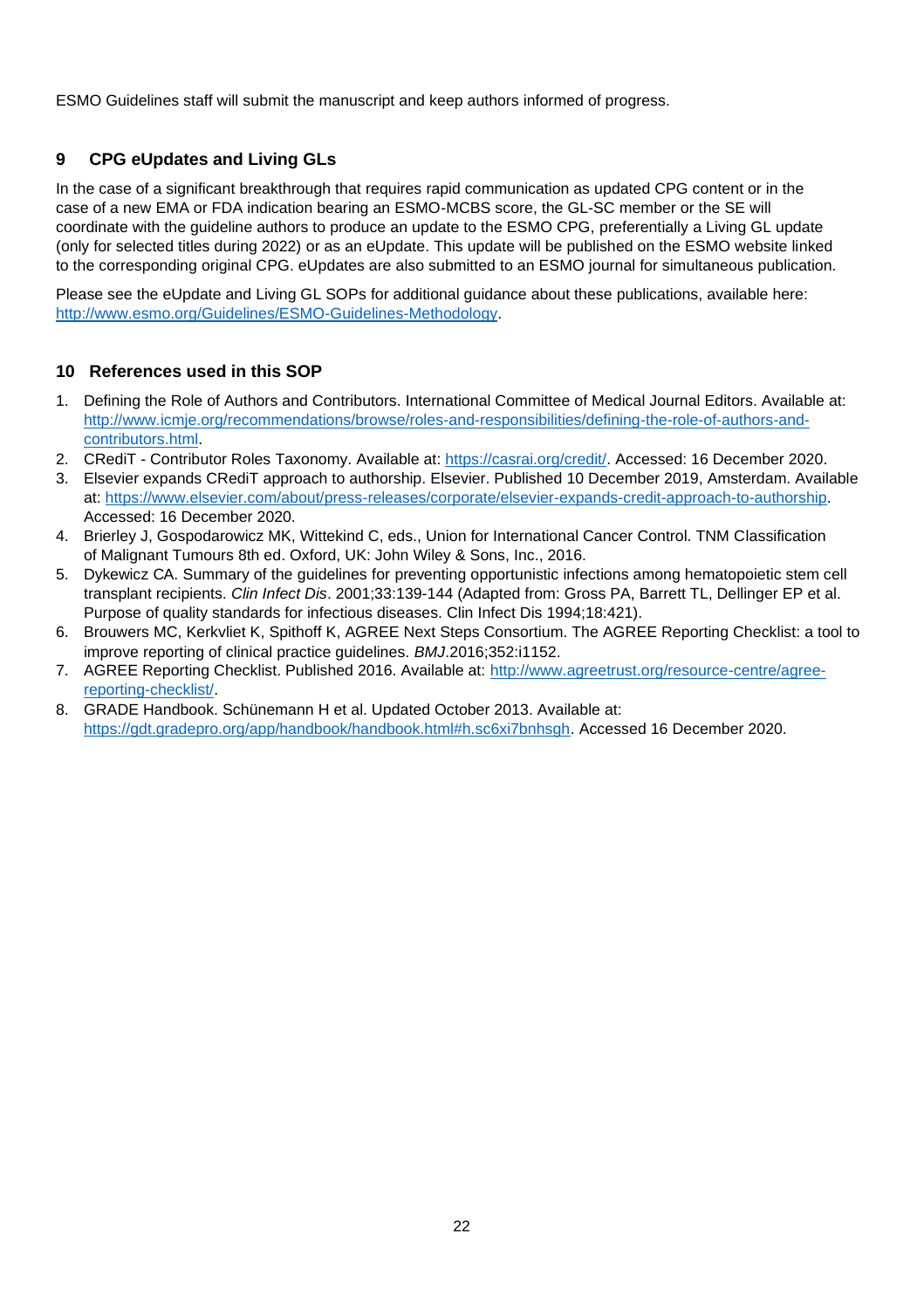ESMO Guidelines staff will submit the manuscript and keep authors informed of progress.

## 9 CPG eUpdates and Living GLs

In the case of a significant breakthrough that requires rapid communication as updated CPG content or in the case of a new EMA or FDA indication bearing an ESMO-MCBS score, the GL-SC member or the SE will coordinate with the guideline authors to produce an update to the ESMO CPG, preferentially a Living GL update (only for selected titles during 2022) or as an eUpdate. This update will be published on the ESMO website linked to the corresponding original CPG. eUpdates are also submitted to an ESMO journal for simultaneous publication.

Please see the eUpdate and Living GL SOPs for additional guidance about these publications, available here: [http://www.esmo.org/Guidelines/ESMO-Guidelines-Methodology](http://www.esmo.org/Guidelines/ESMO-Guidelines-Methodology).

## 10 References used in this SOP

1. Defining the Role of Authors and Contributors. International Committee of Medical Journal Editors. Available at: [http://www.icmje.org/recommendations/browse/roles-and-responsibilities/defining-the-role-of-authors-and-contributors.html](http://www.icmje.org/recommendations/browse/roles-and-responsibilities/defining-the-role-of-authors-and-contributors.html).
2. CRediT - Contributor Roles Taxonomy. Available at: [https://casrai.org/credit/](https://casrai.org/credit/). Accessed: 16 December 2020.
3. Elsevier expands CRediT approach to authorship. Elsevier. Published 10 December 2019, Amsterdam. Available at: [https://www.elsevier.com/about/press-releases/corporate/elsevier-expands-credit-approach-to-authorship](https://www.elsevier.com/about/press-releases/corporate/elsevier-expands-credit-approach-to-authorship). Accessed: 16 December 2020.
4. Brierley J, Gospodarowicz MK, Wittekind C, eds., Union for International Cancer Control. TNM Classification of Malignant Tumours 8th ed. Oxford, UK: John Wiley & Sons, Inc., 2016.
5. Dykewicz CA. Summary of the guidelines for preventing opportunistic infections among hematopoietic stem cell transplant recipients. *Clin Infect Dis*. 2001;33:139-144 (Adapted from: Gross PA, Barrett TL, Dellinger EP et al. Purpose of quality standards for infectious diseases. Clin Infect Dis 1994;18:421).
6. Brouwers MC, Kerkvliet K, Spithoff K, AGREE Next Steps Consortium. The AGREE Reporting Checklist: a tool to improve reporting of clinical practice guidelines. *BMJ*.2016;352:i1152.
7. AGREE Reporting Checklist. Published 2016. Available at: [http://www.agreetrust.org/resource-centre/agree-reporting-checklist/](http://www.agreetrust.org/resource-centre/agree-reporting-checklist/).
8. GRADE Handbook. Schünemann H et al. Updated October 2013. Available at: [https://gdt.gradepro.org/app/handbook/handbook.html#h.sc6xi7bnhsgh](https://gdt.gradepro.org/app/handbook/handbook.html#h.sc6xi7bnhsgh). Accessed 16 December 2020.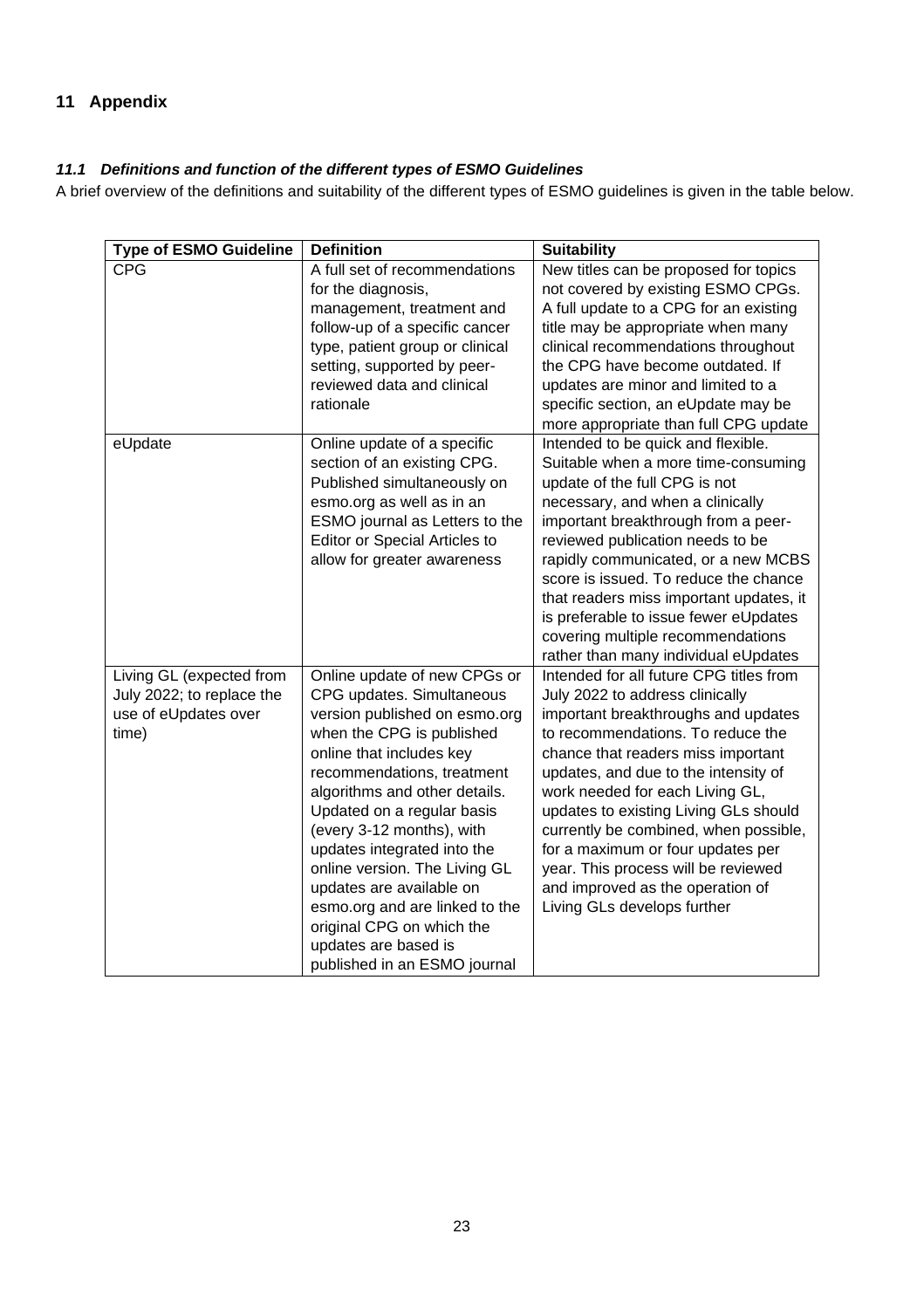## 11 Appendix

### *11.1 Definitions and function of the different types of ESMO Guidelines*

A brief overview of the definitions and suitability of the different types of ESMO guidelines is given in the table below.

| Type of ESMO Guideline | Definition | Suitability |
|---|---|---|
| CPG | A full set of recommendations for the diagnosis, management, treatment and follow-up of a specific cancer type, patient group or clinical setting, supported by peer-reviewed data and clinical rationale | New titles can be proposed for topics not covered by existing ESMO CPGs. A full update to a CPG for an existing title may be appropriate when many clinical recommendations throughout the CPG have become outdated. If updates are minor and limited to a specific section, an eUpdate may be more appropriate than full CPG update |
| eUpdate | Online update of a specific section of an existing CPG. Published simultaneously on esmo.org as well as in an ESMO journal as Letters to the Editor or Special Articles to allow for greater awareness | Intended to be quick and flexible. Suitable when a more time-consuming update of the full CPG is not necessary, and when a clinically important breakthrough from a peer-reviewed publication needs to be rapidly communicated, or a new MCBS score is issued. To reduce the chance that readers miss important updates, it is preferable to issue fewer eUpdates covering multiple recommendations rather than many individual eUpdates |
| Living GL (expected from July 2022; to replace the use of eUpdates over time) | Online update of new CPGs or CPG updates. Simultaneous version published on esmo.org when the CPG is published online that includes key recommendations, treatment algorithms and other details. Updated on a regular basis (every 3-12 months), with updates integrated into the online version. The Living GL updates are available on esmo.org and are linked to the original CPG on which the updates are based is published in an ESMO journal | Intended for all future CPG titles from July 2022 to address clinically important breakthroughs and updates to recommendations. To reduce the chance that readers miss important updates, and due to the intensity of work needed for each Living GL, updates to existing Living GLs should currently be combined, when possible, for a maximum or four updates per year. This process will be reviewed and improved as the operation of Living GLs develops further |